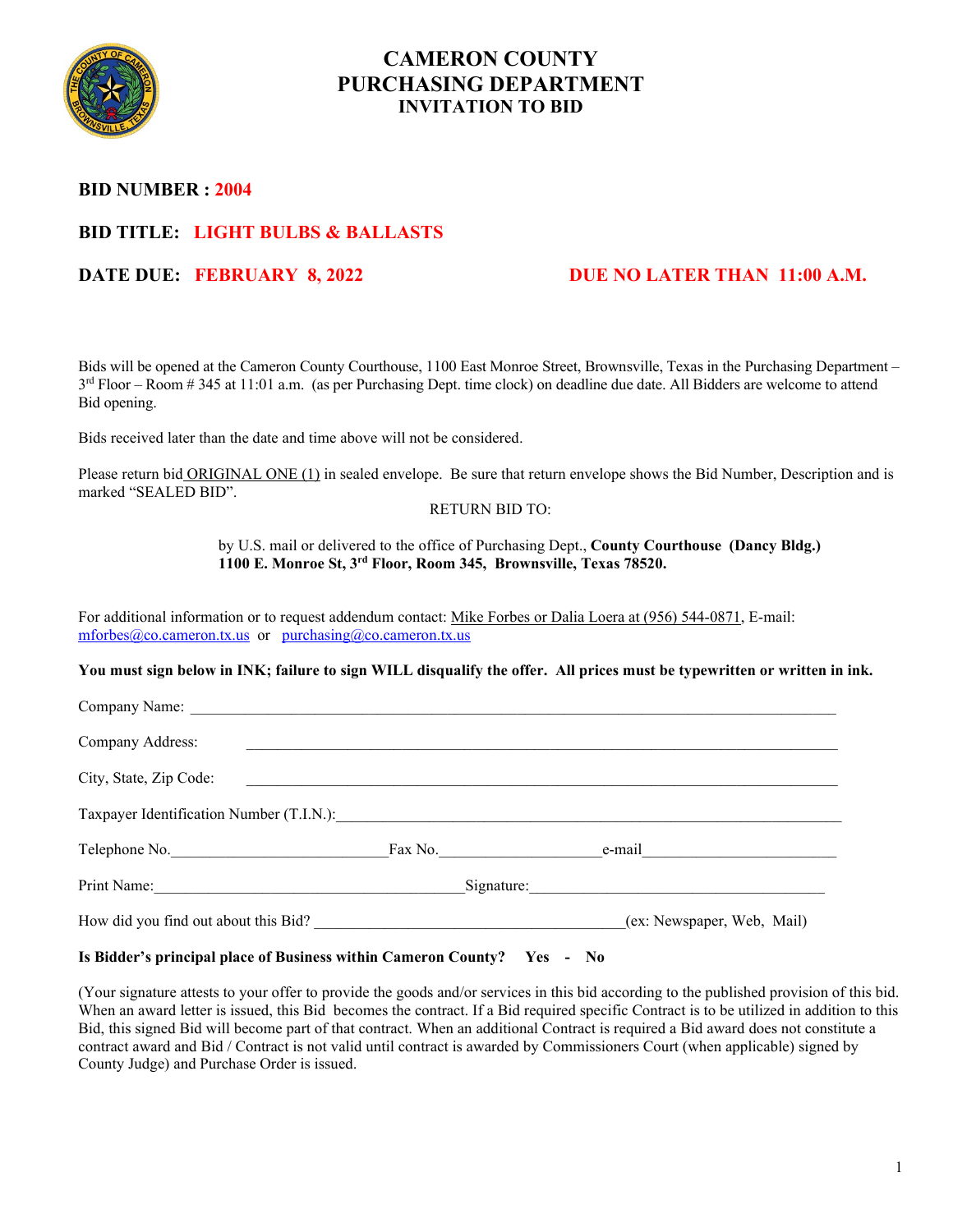# CAMERON COUNTY
# PURCHASING DEPARTMENT
## INVITATION TO BID

**BID NUMBER : 2004**

**BID TITLE: LIGHT BULBS & BALLASTS**

**DATE DUE: FEBRUARY 8, 2022** **DUE NO LATER THAN 11:00 A.M.**

Bids will be opened at the Cameron County Courthouse, 1100 East Monroe Street, Brownsville, Texas in the Purchasing Department – 3rd Floor – Room # 345 at 11:01 a.m. (as per Purchasing Dept. time clock) on deadline due date. All Bidders are welcome to attend Bid opening.

Bids received later than the date and time above will not be considered.

Please return bid ORIGINAL ONE (1) in sealed envelope. Be sure that return envelope shows the Bid Number, Description and is marked "SEALED BID".

RETURN BID TO:

by U.S. mail or delivered to the office of Purchasing Dept., **County Courthouse (Dancy Bldg.) 1100 E. Monroe St, 3rd Floor, Room 345, Brownsville, Texas 78520.**

For additional information or to request addendum contact: Mike Forbes or Dalia Loera at (956) 544-0871, E-mail: mforbes@co.cameron.tx.us or purchasing@co.cameron.tx.us

**You must sign below in INK; failure to sign WILL disqualify the offer. All prices must be typewritten or written in ink.**

Company Name: ______________________________________________

Company Address: ______________________________________________

City, State, Zip Code: ______________________________________________

Taxpayer Identification Number (T.I.N.): ______________________________________________

Telephone No. ____________________ Fax No. ____________________ e-mail ____________________

Print Name: ______________________________ Signature: ______________________________

How did you find out about this Bid? ______________________________ (ex: Newspaper, Web, Mail)

**Is Bidder's principal place of Business within Cameron County? Yes - No**

(Your signature attests to your offer to provide the goods and/or services in this bid according to the published provision of this bid. When an award letter is issued, this Bid becomes the contract. If a Bid required specific Contract is to be utilized in addition to this Bid, this signed Bid will become part of that contract. When an additional Contract is required a Bid award does not constitute a contract award and Bid / Contract is not valid until contract is awarded by Commissioners Court (when applicable) signed by County Judge) and Purchase Order is issued.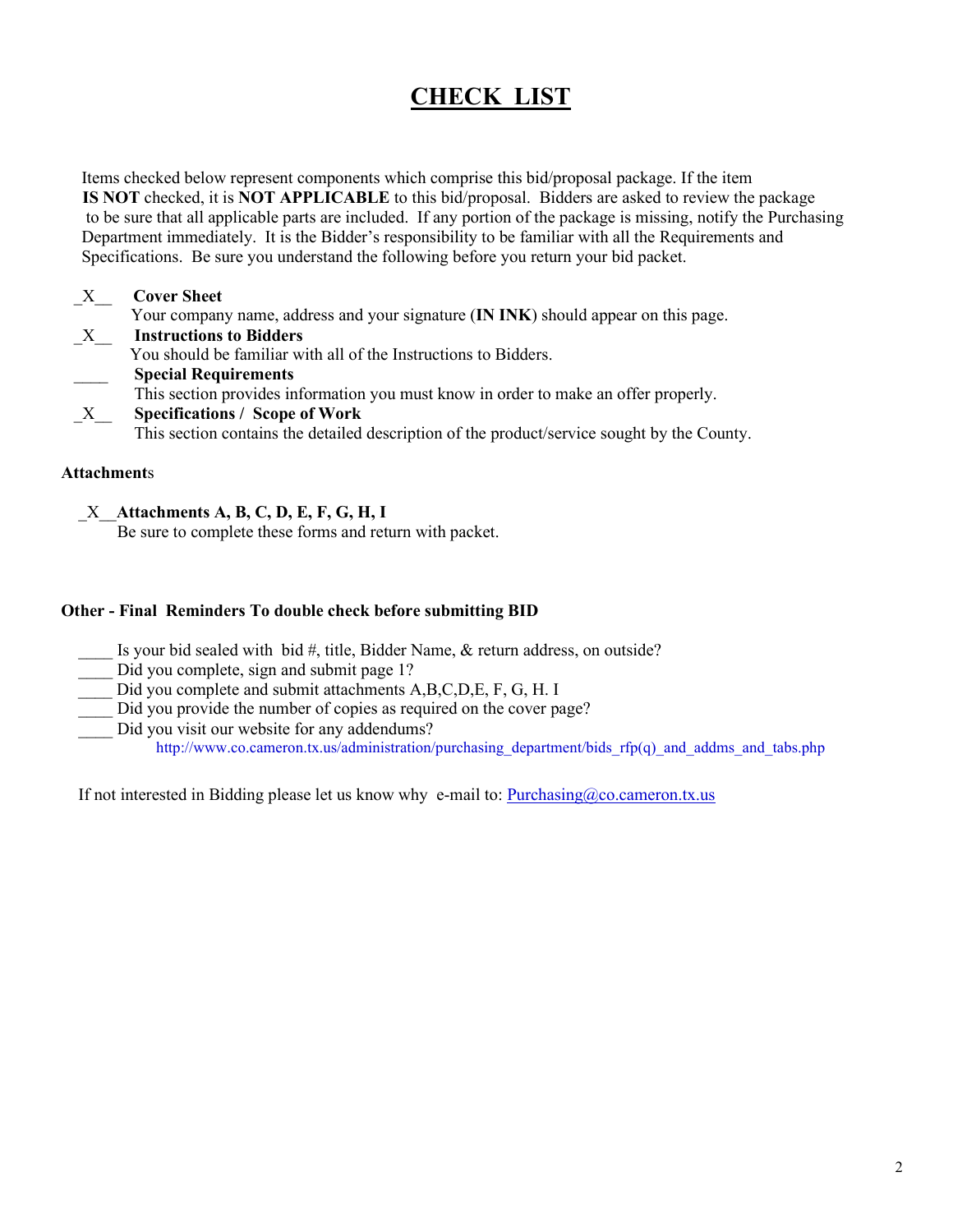# CHECK LIST

Items checked below represent components which comprise this bid/proposal package. If the item **IS NOT** checked, it is **NOT APPLICABLE** to this bid/proposal. Bidders are asked to review the package to be sure that all applicable parts are included. If any portion of the package is missing, notify the Purchasing Department immediately. It is the Bidder's responsibility to be familiar with all the Requirements and Specifications. Be sure you understand the following before you return your bid packet.

_X__ **Cover Sheet**
Your company name, address and your signature (**IN INK**) should appear on this page.

_X__ **Instructions to Bidders**
You should be familiar with all of the Instructions to Bidders.

____ **Special Requirements**
This section provides information you must know in order to make an offer properly.

_X__ **Specifications / Scope of Work**
This section contains the detailed description of the product/service sought by the County.

**Attachments**

_X__**Attachments A, B, C, D, E, F, G, H, I**
Be sure to complete these forms and return with packet.

**Other - Final Reminders To double check before submitting BID**

____ Is your bid sealed with bid #, title, Bidder Name, & return address, on outside?
____ Did you complete, sign and submit page 1?
____ Did you complete and submit attachments A,B,C,D,E, F, G, H. I
____ Did you provide the number of copies as required on the cover page?
____ Did you visit our website for any addendums?
http://www.co.cameron.tx.us/administration/purchasing_department/bids_rfp(q)_and_addms_and_tabs.php

If not interested in Bidding please let us know why e-mail to: Purchasing@co.cameron.tx.us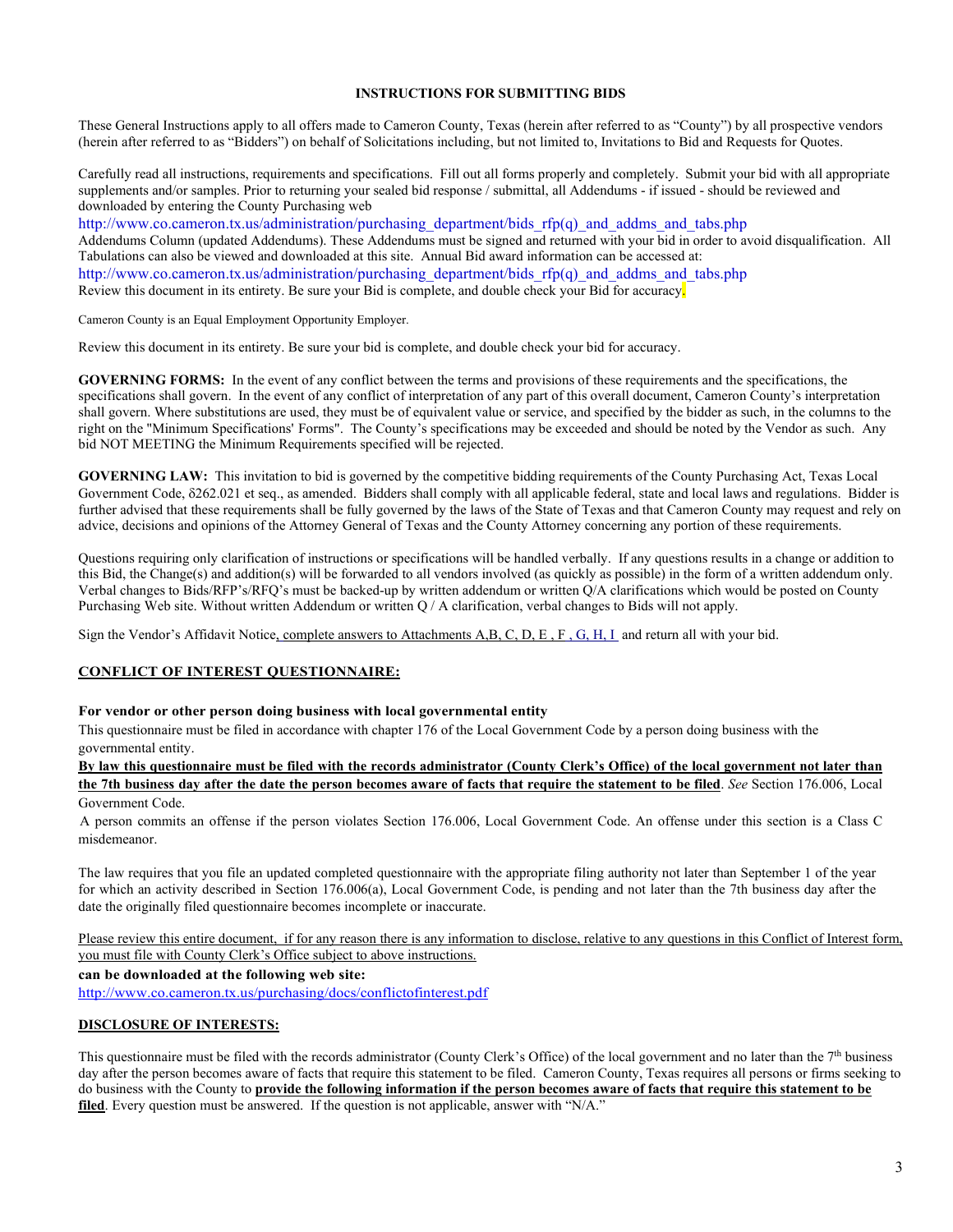**INSTRUCTIONS FOR SUBMITTING BIDS**

These General Instructions apply to all offers made to Cameron County, Texas (herein after referred to as "County") by all prospective vendors (herein after referred to as "Bidders") on behalf of Solicitations including, but not limited to, Invitations to Bid and Requests for Quotes.

Carefully read all instructions, requirements and specifications. Fill out all forms properly and completely. Submit your bid with all appropriate supplements and/or samples. Prior to returning your sealed bid response / submittal, all Addendums - if issued - should be reviewed and downloaded by entering the County Purchasing web
http://www.co.cameron.tx.us/administration/purchasing_department/bids_rfp(q)_and_addms_and_tabs.php
Addendums Column (updated Addendums). These Addendums must be signed and returned with your bid in order to avoid disqualification. All Tabulations can also be viewed and downloaded at this site. Annual Bid award information can be accessed at:
http://www.co.cameron.tx.us/administration/purchasing_department/bids_rfp(q)_and_addms_and_tabs.php
Review this document in its entirety. Be sure your Bid is complete, and double check your Bid for accuracy.

Cameron County is an Equal Employment Opportunity Employer.

Review this document in its entirety. Be sure your bid is complete, and double check your bid for accuracy.

**GOVERNING FORMS:** In the event of any conflict between the terms and provisions of these requirements and the specifications, the specifications shall govern. In the event of any conflict of interpretation of any part of this overall document, Cameron County's interpretation shall govern. Where substitutions are used, they must be of equivalent value or service, and specified by the bidder as such, in the columns to the right on the "Minimum Specifications' Forms". The County's specifications may be exceeded and should be noted by the Vendor as such. Any bid NOT MEETING the Minimum Requirements specified will be rejected.

**GOVERNING LAW:** This invitation to bid is governed by the competitive bidding requirements of the County Purchasing Act, Texas Local Government Code, δ262.021 et seq., as amended. Bidders shall comply with all applicable federal, state and local laws and regulations. Bidder is further advised that these requirements shall be fully governed by the laws of the State of Texas and that Cameron County may request and rely on advice, decisions and opinions of the Attorney General of Texas and the County Attorney concerning any portion of these requirements.

Questions requiring only clarification of instructions or specifications will be handled verbally. If any questions results in a change or addition to this Bid, the Change(s) and addition(s) will be forwarded to all vendors involved (as quickly as possible) in the form of a written addendum only. Verbal changes to Bids/RFP's/RFQ's must be backed-up by written addendum or written Q/A clarifications which would be posted on County Purchasing Web site. Without written Addendum or written Q / A clarification, verbal changes to Bids will not apply.

Sign the Vendor's Affidavit Notice, complete answers to Attachments A,B, C, D, E , F , G, H, I and return all with your bid.

## CONFLICT OF INTEREST QUESTIONNAIRE:

**For vendor or other person doing business with local governmental entity**

This questionnaire must be filed in accordance with chapter 176 of the Local Government Code by a person doing business with the governmental entity.

**By law this questionnaire must be filed with the records administrator (County Clerk's Office) of the local government not later than the 7th business day after the date the person becomes aware of facts that require the statement to be filed**. *See* Section 176.006, Local Government Code.

A person commits an offense if the person violates Section 176.006, Local Government Code. An offense under this section is a Class C misdemeanor.

The law requires that you file an updated completed questionnaire with the appropriate filing authority not later than September 1 of the year for which an activity described in Section 176.006(a), Local Government Code, is pending and not later than the 7th business day after the date the originally filed questionnaire becomes incomplete or inaccurate.

Please review this entire document, if for any reason there is any information to disclose, relative to any questions in this Conflict of Interest form, you must file with County Clerk's Office subject to above instructions.

**can be downloaded at the following web site:**
http://www.co.cameron.tx.us/purchasing/docs/conflictofinterest.pdf

## DISCLOSURE OF INTERESTS:

This questionnaire must be filed with the records administrator (County Clerk's Office) of the local government and no later than the 7th business day after the person becomes aware of facts that require this statement to be filed. Cameron County, Texas requires all persons or firms seeking to do business with the County to **provide the following information if the person becomes aware of facts that require this statement to be filed**. Every question must be answered. If the question is not applicable, answer with "N/A."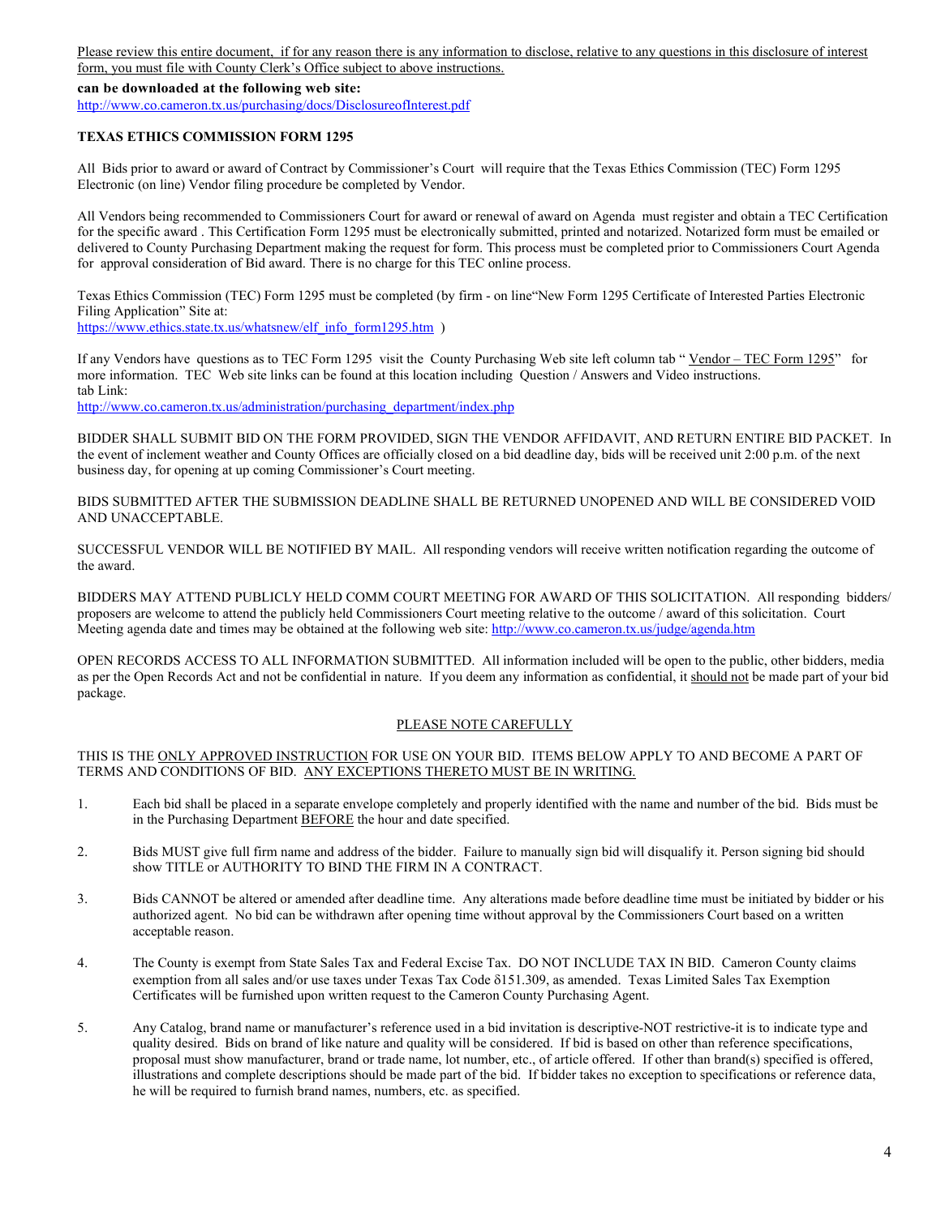Please review this entire document, if for any reason there is any information to disclose, relative to any questions in this disclosure of interest form, you must file with County Clerk's Office subject to above instructions.

**can be downloaded at the following web site:**
http://www.co.cameron.tx.us/purchasing/docs/DisclosureofInterest.pdf

**TEXAS ETHICS COMMISSION FORM 1295**

All Bids prior to award or award of Contract by Commissioner's Court will require that the Texas Ethics Commission (TEC) Form 1295 Electronic (on line) Vendor filing procedure be completed by Vendor.

All Vendors being recommended to Commissioners Court for award or renewal of award on Agenda must register and obtain a TEC Certification for the specific award . This Certification Form 1295 must be electronically submitted, printed and notarized. Notarized form must be emailed or delivered to County Purchasing Department making the request for form. This process must be completed prior to Commissioners Court Agenda for approval consideration of Bid award. There is no charge for this TEC online process.

Texas Ethics Commission (TEC) Form 1295 must be completed (by firm - on line"New Form 1295 Certificate of Interested Parties Electronic Filing Application" Site at:
https://www.ethics.state.tx.us/whatsnew/elf_info_form1295.htm )

If any Vendors have questions as to TEC Form 1295 visit the County Purchasing Web site left column tab " Vendor – TEC Form 1295" for more information. TEC Web site links can be found at this location including Question / Answers and Video instructions.
tab Link:
http://www.co.cameron.tx.us/administration/purchasing_department/index.php

BIDDER SHALL SUBMIT BID ON THE FORM PROVIDED, SIGN THE VENDOR AFFIDAVIT, AND RETURN ENTIRE BID PACKET. In the event of inclement weather and County Offices are officially closed on a bid deadline day, bids will be received unit 2:00 p.m. of the next business day, for opening at up coming Commissioner's Court meeting.

BIDS SUBMITTED AFTER THE SUBMISSION DEADLINE SHALL BE RETURNED UNOPENED AND WILL BE CONSIDERED VOID AND UNACCEPTABLE.

SUCCESSFUL VENDOR WILL BE NOTIFIED BY MAIL. All responding vendors will receive written notification regarding the outcome of the award.

BIDDERS MAY ATTEND PUBLICLY HELD COMM COURT MEETING FOR AWARD OF THIS SOLICITATION. All responding bidders/ proposers are welcome to attend the publicly held Commissioners Court meeting relative to the outcome / award of this solicitation. Court Meeting agenda date and times may be obtained at the following web site: http://www.co.cameron.tx.us/judge/agenda.htm

OPEN RECORDS ACCESS TO ALL INFORMATION SUBMITTED. All information included will be open to the public, other bidders, media as per the Open Records Act and not be confidential in nature. If you deem any information as confidential, it should not be made part of your bid package.

PLEASE NOTE CAREFULLY

THIS IS THE ONLY APPROVED INSTRUCTION FOR USE ON YOUR BID. ITEMS BELOW APPLY TO AND BECOME A PART OF TERMS AND CONDITIONS OF BID. ANY EXCEPTIONS THERETO MUST BE IN WRITING.

1. Each bid shall be placed in a separate envelope completely and properly identified with the name and number of the bid. Bids must be in the Purchasing Department BEFORE the hour and date specified.

2. Bids MUST give full firm name and address of the bidder. Failure to manually sign bid will disqualify it. Person signing bid should show TITLE or AUTHORITY TO BIND THE FIRM IN A CONTRACT.

3. Bids CANNOT be altered or amended after deadline time. Any alterations made before deadline time must be initiated by bidder or his authorized agent. No bid can be withdrawn after opening time without approval by the Commissioners Court based on a written acceptable reason.

4. The County is exempt from State Sales Tax and Federal Excise Tax. DO NOT INCLUDE TAX IN BID. Cameron County claims exemption from all sales and/or use taxes under Texas Tax Code δ151.309, as amended. Texas Limited Sales Tax Exemption Certificates will be furnished upon written request to the Cameron County Purchasing Agent.

5. Any Catalog, brand name or manufacturer's reference used in a bid invitation is descriptive-NOT restrictive-it is to indicate type and quality desired. Bids on brand of like nature and quality will be considered. If bid is based on other than reference specifications, proposal must show manufacturer, brand or trade name, lot number, etc., of article offered. If other than brand(s) specified is offered, illustrations and complete descriptions should be made part of the bid. If bidder takes no exception to specifications or reference data, he will be required to furnish brand names, numbers, etc. as specified.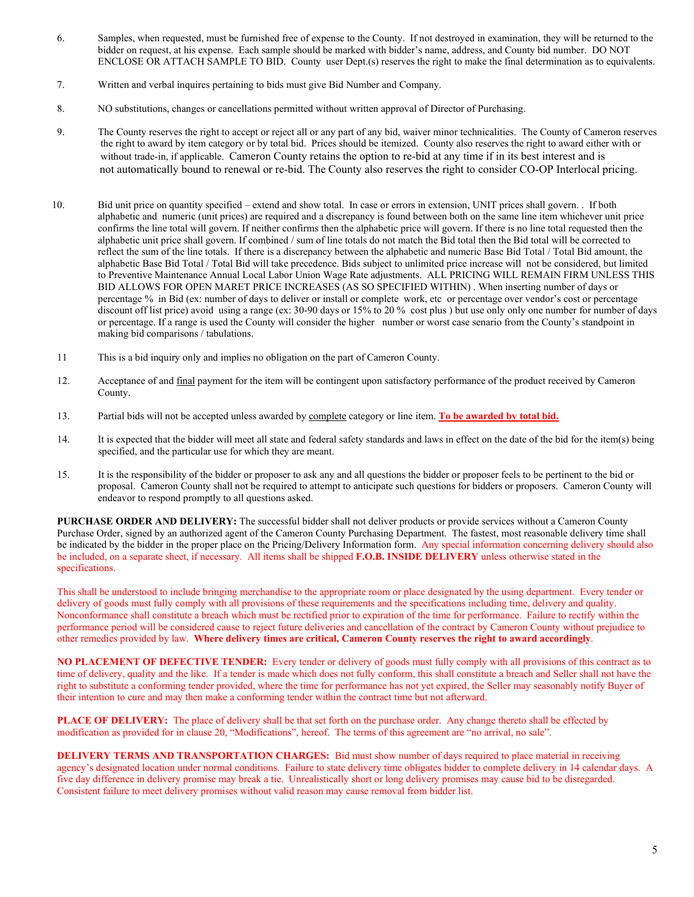6. Samples, when requested, must be furnished free of expense to the County. If not destroyed in examination, they will be returned to the bidder on request, at his expense. Each sample should be marked with bidder's name, address, and County bid number. DO NOT ENCLOSE OR ATTACH SAMPLE TO BID. County user Dept.(s) reserves the right to make the final determination as to equivalents.

7. Written and verbal inquires pertaining to bids must give Bid Number and Company.

8. NO substitutions, changes or cancellations permitted without written approval of Director of Purchasing.

9. The County reserves the right to accept or reject all or any part of any bid, waiver minor technicalities. The County of Cameron reserves the right to award by item category or by total bid. Prices should be itemized. County also reserves the right to award either with or without trade-in, if applicable. Cameron County retains the option to re-bid at any time if in its best interest and is not automatically bound to renewal or re-bid. The County also reserves the right to consider CO-OP Interlocal pricing.

10. Bid unit price on quantity specified – extend and show total. In case or errors in extension, UNIT prices shall govern. . If both alphabetic and numeric (unit prices) are required and a discrepancy is found between both on the same line item whichever unit price confirms the line total will govern. If neither confirms then the alphabetic price will govern. If there is no line total requested then the alphabetic unit price shall govern. If combined / sum of line totals do not match the Bid total then the Bid total will be corrected to reflect the sum of the line totals. If there is a discrepancy between the alphabetic and numeric Base Bid Total / Total Bid amount, the alphabetic Base Bid Total / Total Bid will take precedence. Bids subject to unlimited price increase will not be considered, but limited to Preventive Maintenance Annual Local Labor Union Wage Rate adjustments. ALL PRICING WILL REMAIN FIRM UNLESS THIS BID ALLOWS FOR OPEN MARET PRICE INCREASES (AS SO SPECIFIED WITHIN) . When inserting number of days or percentage % in Bid (ex: number of days to deliver or install or complete work, etc or percentage over vendor's cost or percentage discount off list price) avoid using a range (ex: 30-90 days or 15% to 20 % cost plus ) but use only only one number for number of days or percentage. If a range is used the County will consider the higher number or worst case senario from the County's standpoint in making bid comparisons / tabulations.

11 This is a bid inquiry only and implies no obligation on the part of Cameron County.

12. Acceptance of and final payment for the item will be contingent upon satisfactory performance of the product received by Cameron County.

13. Partial bids will not be accepted unless awarded by complete category or line item. **To be awarded by total bid.**

14. It is expected that the bidder will meet all state and federal safety standards and laws in effect on the date of the bid for the item(s) being specified, and the particular use for which they are meant.

15. It is the responsibility of the bidder or proposer to ask any and all questions the bidder or proposer feels to be pertinent to the bid or proposal. Cameron County shall not be required to attempt to anticipate such questions for bidders or proposers. Cameron County will endeavor to respond promptly to all questions asked.

**PURCHASE ORDER AND DELIVERY:** The successful bidder shall not deliver products or provide services without a Cameron County Purchase Order, signed by an authorized agent of the Cameron County Purchasing Department. The fastest, most reasonable delivery time shall be indicated by the bidder in the proper place on the Pricing/Delivery Information form. Any special information concerning delivery should also be included, on a separate sheet, if necessary. All items shall be shipped **F.O.B. INSIDE DELIVERY** unless otherwise stated in the specifications.

This shall be understood to include bringing merchandise to the appropriate room or place designated by the using department. Every tender or delivery of goods must fully comply with all provisions of these requirements and the specifications including time, delivery and quality. Nonconformance shall constitute a breach which must be rectified prior to expiration of the time for performance. Failure to rectify within the performance period will be considered cause to reject future deliveries and cancellation of the contract by Cameron County without prejudice to other remedies provided by law. **Where delivery times are critical, Cameron County reserves the right to award accordingly**.

**NO PLACEMENT OF DEFECTIVE TENDER:** Every tender or delivery of goods must fully comply with all provisions of this contract as to time of delivery, quality and the like. If a tender is made which does not fully conform, this shall constitute a breach and Seller shall not have the right to substitute a conforming tender provided, where the time for performance has not yet expired, the Seller may seasonably notify Buyer of their intention to cure and may then make a conforming tender within the contract time but not afterward.

**PLACE OF DELIVERY:** The place of delivery shall be that set forth on the purchase order. Any change thereto shall be effected by modification as provided for in clause 20, "Modifications", hereof. The terms of this agreement are "no arrival, no sale".

**DELIVERY TERMS AND TRANSPORTATION CHARGES:** Bid must show number of days required to place material in receiving agency's designated location under normal conditions. Failure to state delivery time obligates bidder to complete delivery in 14 calendar days. A five day difference in delivery promise may break a tie. Unrealistically short or long delivery promises may cause bid to be disregarded. Consistent failure to meet delivery promises without valid reason may cause removal from bidder list.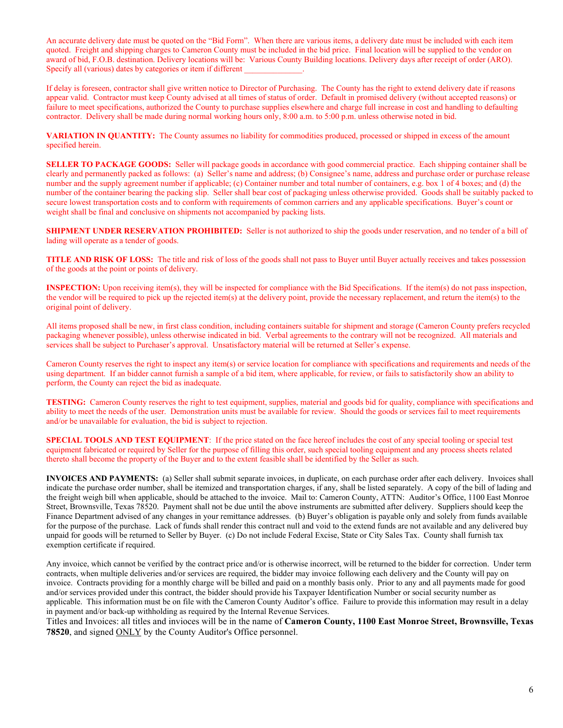An accurate delivery date must be quoted on the "Bid Form". When there are various items, a delivery date must be included with each item quoted. Freight and shipping charges to Cameron County must be included in the bid price. Final location will be supplied to the vendor on award of bid, F.O.B. destination. Delivery locations will be: Various County Building locations. Delivery days after receipt of order (ARO). Specify all (various) dates by categories or item if different ______________.

If delay is foreseen, contractor shall give written notice to Director of Purchasing. The County has the right to extend delivery date if reasons appear valid. Contractor must keep County advised at all times of status of order. Default in promised delivery (without accepted reasons) or failure to meet specifications, authorized the County to purchase supplies elsewhere and charge full increase in cost and handling to defaulting contractor. Delivery shall be made during normal working hours only, 8:00 a.m. to 5:00 p.m. unless otherwise noted in bid.

**VARIATION IN QUANTITY:** The County assumes no liability for commodities produced, processed or shipped in excess of the amount specified herein.

**SELLER TO PACKAGE GOODS:** Seller will package goods in accordance with good commercial practice. Each shipping container shall be clearly and permanently packed as follows: (a) Seller's name and address; (b) Consignee's name, address and purchase order or purchase release number and the supply agreement number if applicable; (c) Container number and total number of containers, e.g. box 1 of 4 boxes; and (d) the number of the container bearing the packing slip. Seller shall bear cost of packaging unless otherwise provided. Goods shall be suitably packed to secure lowest transportation costs and to conform with requirements of common carriers and any applicable specifications. Buyer's count or weight shall be final and conclusive on shipments not accompanied by packing lists.

**SHIPMENT UNDER RESERVATION PROHIBITED:** Seller is not authorized to ship the goods under reservation, and no tender of a bill of lading will operate as a tender of goods.

**TITLE AND RISK OF LOSS:** The title and risk of loss of the goods shall not pass to Buyer until Buyer actually receives and takes possession of the goods at the point or points of delivery.

**INSPECTION:** Upon receiving item(s), they will be inspected for compliance with the Bid Specifications. If the item(s) do not pass inspection, the vendor will be required to pick up the rejected item(s) at the delivery point, provide the necessary replacement, and return the item(s) to the original point of delivery.

All items proposed shall be new, in first class condition, including containers suitable for shipment and storage (Cameron County prefers recycled packaging whenever possible), unless otherwise indicated in bid. Verbal agreements to the contrary will not be recognized. All materials and services shall be subject to Purchaser's approval. Unsatisfactory material will be returned at Seller's expense.

Cameron County reserves the right to inspect any item(s) or service location for compliance with specifications and requirements and needs of the using department. If an bidder cannot furnish a sample of a bid item, where applicable, for review, or fails to satisfactorily show an ability to perform, the County can reject the bid as inadequate.

**TESTING:** Cameron County reserves the right to test equipment, supplies, material and goods bid for quality, compliance with specifications and ability to meet the needs of the user. Demonstration units must be available for review. Should the goods or services fail to meet requirements and/or be unavailable for evaluation, the bid is subject to rejection.

**SPECIAL TOOLS AND TEST EQUIPMENT**: If the price stated on the face hereof includes the cost of any special tooling or special test equipment fabricated or required by Seller for the purpose of filling this order, such special tooling equipment and any process sheets related thereto shall become the property of the Buyer and to the extent feasible shall be identified by the Seller as such.

**INVOICES AND PAYMENTS:** (a) Seller shall submit separate invoices, in duplicate, on each purchase order after each delivery. Invoices shall indicate the purchase order number, shall be itemized and transportation charges, if any, shall be listed separately. A copy of the bill of lading and the freight weigh bill when applicable, should be attached to the invoice. Mail to: Cameron County, ATTN: Auditor's Office, 1100 East Monroe Street, Brownsville, Texas 78520. Payment shall not be due until the above instruments are submitted after delivery. Suppliers should keep the Finance Department advised of any changes in your remittance addresses. (b) Buyer's obligation is payable only and solely from funds available for the purpose of the purchase. Lack of funds shall render this contract null and void to the extend funds are not available and any delivered buy unpaid for goods will be returned to Seller by Buyer. (c) Do not include Federal Excise, State or City Sales Tax. County shall furnish tax exemption certificate if required.

Any invoice, which cannot be verified by the contract price and/or is otherwise incorrect, will be returned to the bidder for correction. Under term contracts, when multiple deliveries and/or services are required, the bidder may invoice following each delivery and the County will pay on invoice. Contracts providing for a monthly charge will be billed and paid on a monthly basis only. Prior to any and all payments made for good and/or services provided under this contract, the bidder should provide his Taxpayer Identification Number or social security number as applicable. This information must be on file with the Cameron County Auditor's office. Failure to provide this information may result in a delay in payment and/or back-up withholding as required by the Internal Revenue Services.

Titles and Invoices: all titles and invioces will be in the name of **Cameron County, 1100 East Monroe Street, Brownsville, Texas 78520**, and signed ONLY by the County Auditor's Office personnel.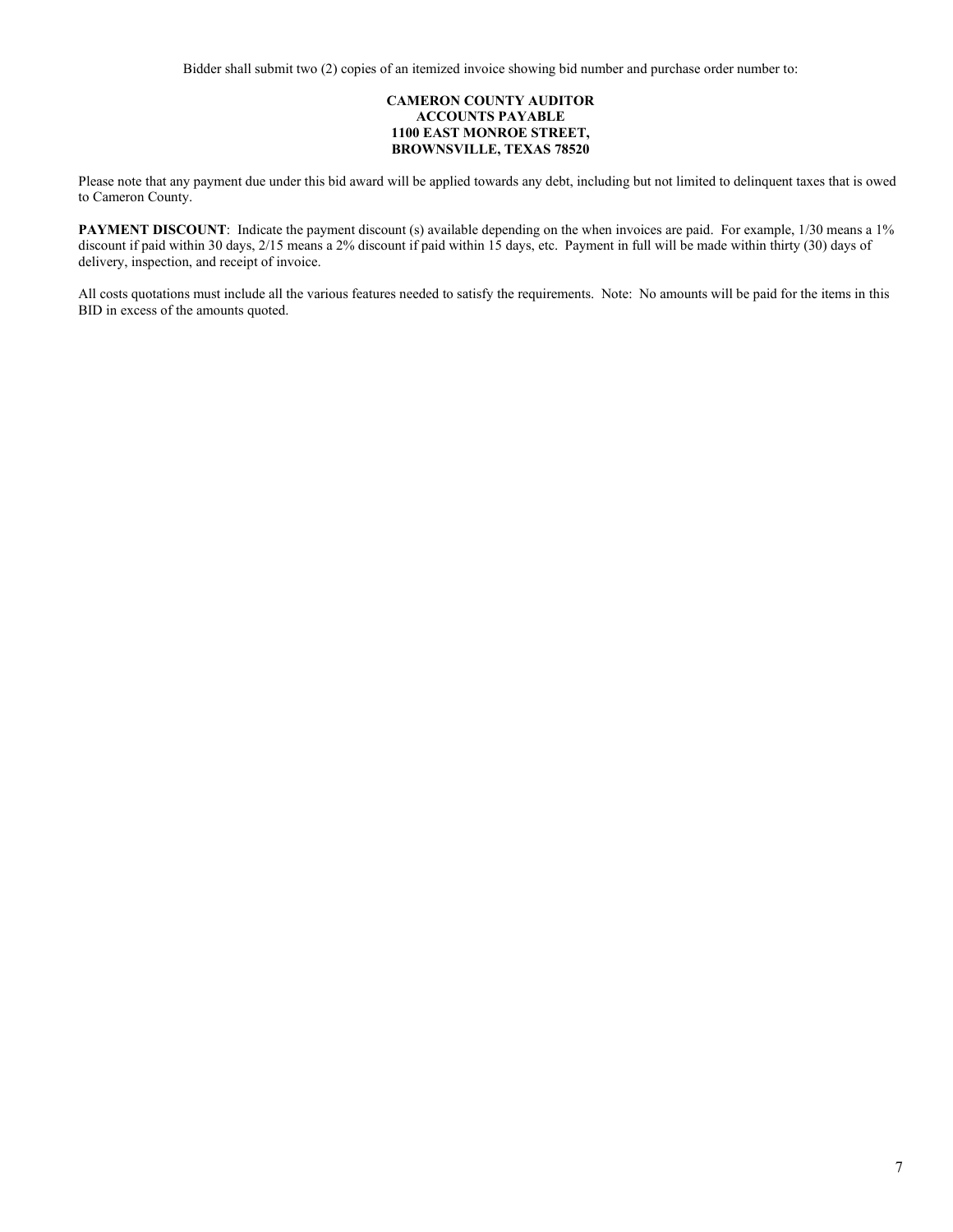Bidder shall submit two (2) copies of an itemized invoice showing bid number and purchase order number to:

**CAMERON COUNTY AUDITOR**
**ACCOUNTS PAYABLE**
**1100 EAST MONROE STREET,**
**BROWNSVILLE, TEXAS 78520**

Please note that any payment due under this bid award will be applied towards any debt, including but not limited to delinquent taxes that is owed to Cameron County.

**PAYMENT DISCOUNT**: Indicate the payment discount (s) available depending on the when invoices are paid. For example, 1/30 means a 1% discount if paid within 30 days, 2/15 means a 2% discount if paid within 15 days, etc. Payment in full will be made within thirty (30) days of delivery, inspection, and receipt of invoice.

All costs quotations must include all the various features needed to satisfy the requirements. Note: No amounts will be paid for the items in this BID in excess of the amounts quoted.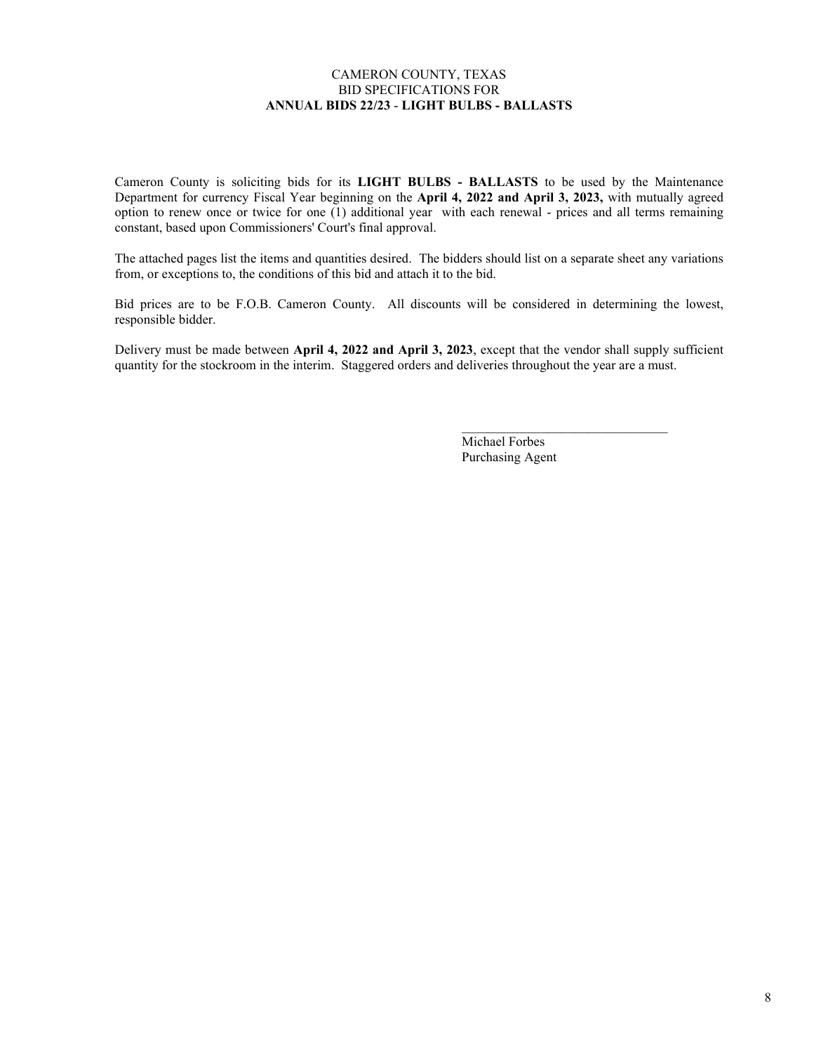CAMERON COUNTY, TEXAS
BID SPECIFICATIONS FOR
**ANNUAL BIDS 22/23 - LIGHT BULBS - BALLASTS**

Cameron County is soliciting bids for its **LIGHT BULBS - BALLASTS** to be used by the Maintenance Department for currency Fiscal Year beginning on the **April 4, 2022 and April 3, 2023,** with mutually agreed option to renew once or twice for one (1) additional year with each renewal - prices and all terms remaining constant, based upon Commissioners' Court's final approval.

The attached pages list the items and quantities desired. The bidders should list on a separate sheet any variations from, or exceptions to, the conditions of this bid and attach it to the bid.

Bid prices are to be F.O.B. Cameron County. All discounts will be considered in determining the lowest, responsible bidder.

Delivery must be made between **April 4, 2022 and April 3, 2023**, except that the vendor shall supply sufficient quantity for the stockroom in the interim. Staggered orders and deliveries throughout the year are a must.

\_\_\_\_\_\_\_\_\_\_\_\_\_\_\_\_\_\_\_\_\_\_\_\_\_\_\_\_\_\_\_\_
Michael Forbes
Purchasing Agent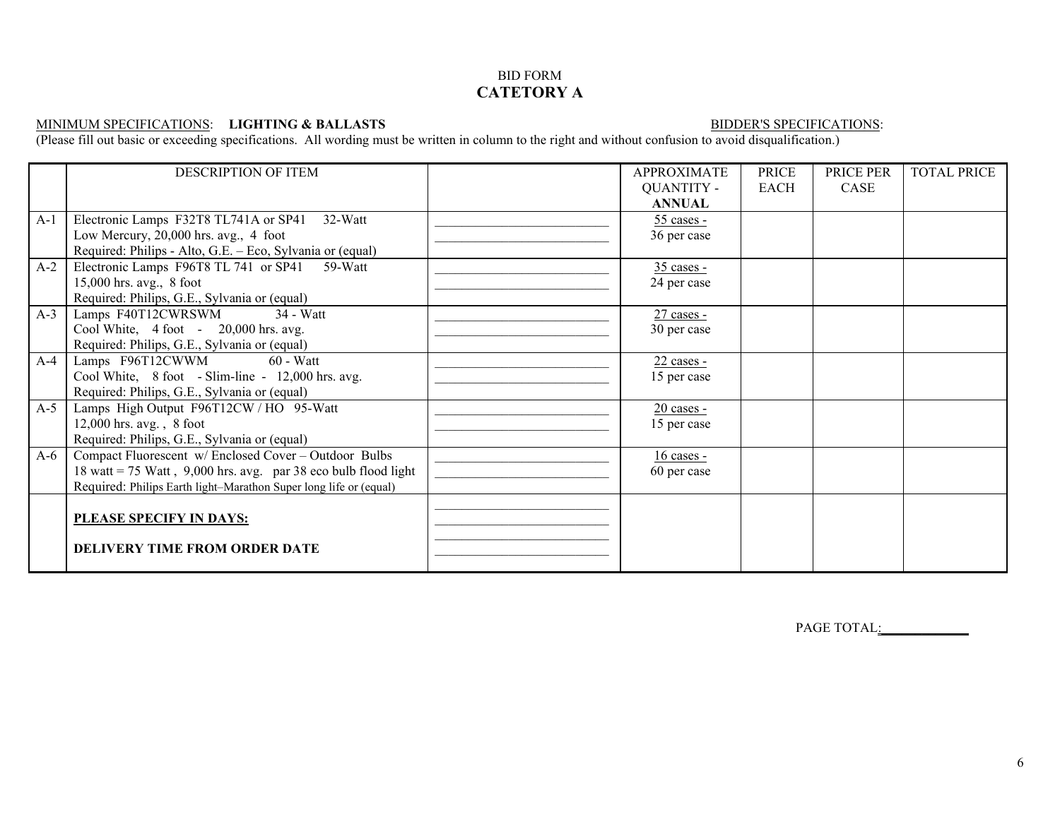BID FORM
## CATETORY A

MINIMUM SPECIFICATIONS: **LIGHTING & BALLASTS** BIDDER'S SPECIFICATIONS:

(Please fill out basic or exceeding specifications. All wording must be written in column to the right and without confusion to avoid disqualification.)

| | DESCRIPTION OF ITEM | | APPROXIMATE QUANTITY - **ANNUAL** | PRICE EACH | PRICE PER CASE | TOTAL PRICE |
|---|---|---|---|---|---|---|
| A-1 | Electronic Lamps F32T8 TL741A or SP41 32-Watt<br>Low Mercury, 20,000 hrs. avg., 4 foot<br>Required: Philips - Alto, G.E. – Eco, Sylvania or (equal) | ______________________<br>______________________ | 55 cases -<br>36 per case | | | |
| A-2 | Electronic Lamps F96T8 TL 741 or SP41 59-Watt<br>15,000 hrs. avg., 8 foot<br>Required: Philips, G.E., Sylvania or (equal) | ______________________<br>______________________ | 35 cases -<br>24 per case | | | |
| A-3 | Lamps F40T12CWRSWM 34 - Watt<br>Cool White, 4 foot - 20,000 hrs. avg.<br>Required: Philips, G.E., Sylvania or (equal) | ______________________<br>______________________ | 27 cases -<br>30 per case | | | |
| A-4 | Lamps F96T12CWWM 60 - Watt<br>Cool White, 8 foot - Slim-line - 12,000 hrs. avg.<br>Required: Philips, G.E., Sylvania or (equal) | ______________________<br>______________________ | 22 cases -<br>15 per case | | | |
| A-5 | Lamps High Output F96T12CW / HO 95-Watt<br>12,000 hrs. avg. , 8 foot<br>Required: Philips, G.E., Sylvania or (equal) | ______________________<br>______________________ | 20 cases -<br>15 per case | | | |
| A-6 | Compact Fluorescent w/ Enclosed Cover – Outdoor Bulbs<br>18 watt = 75 Watt , 9,000 hrs. avg. par 38 eco bulb flood light<br>Required: Philips Earth light–Marathon Super long life or (equal) | ______________________<br>______________________ | 16 cases -<br>60 per case | | | |
| | **PLEASE SPECIFY IN DAYS:**<br><br>**DELIVERY TIME FROM ORDER DATE** | ______________________<br>______________________<br>______________________<br>______________________ | | | | |

PAGE TOTAL:____________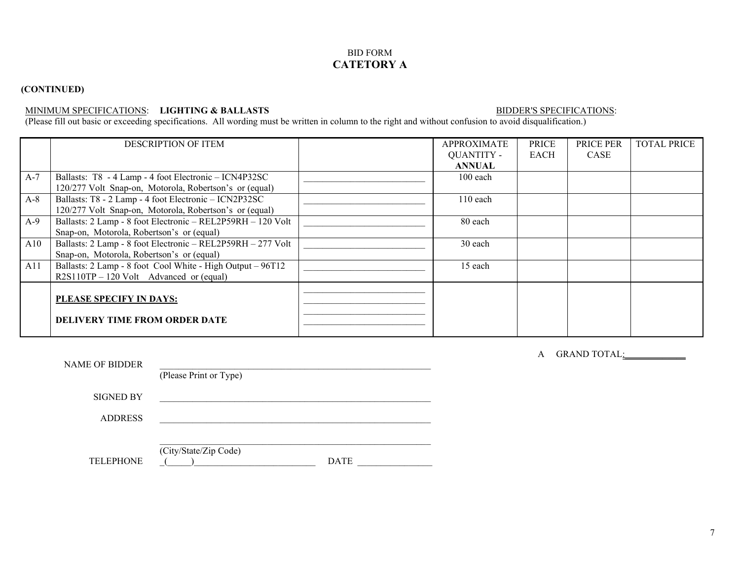BID FORM

## CATETORY A

**(CONTINUED)**

MINIMUM SPECIFICATIONS: **LIGHTING & BALLASTS** BIDDER'S SPECIFICATIONS:

(Please fill out basic or exceeding specifications. All wording must be written in column to the right and without confusion to avoid disqualification.)

| | DESCRIPTION OF ITEM | | APPROXIMATE QUANTITY - **ANNUAL** | PRICE EACH | PRICE PER CASE | TOTAL PRICE |
|---|---|---|---|---|---|---|
| A-7 | Ballasts: T8 - 4 Lamp - 4 foot Electronic – ICN4P32SC 120/277 Volt Snap-on, Motorola, Robertson's or (equal) | ___________________________ | 100 each | | | |
| A-8 | Ballasts: T8 - 2 Lamp - 4 foot Electronic – ICN2P32SC 120/277 Volt Snap-on, Motorola, Robertson's or (equal) | ___________________________ | 110 each | | | |
| A-9 | Ballasts: 2 Lamp - 8 foot Electronic – REL2P59RH – 120 Volt Snap-on, Motorola, Robertson's or (equal) | ___________________________ | 80 each | | | |
| A10 | Ballasts: 2 Lamp - 8 foot Electronic – REL2P59RH – 277 Volt Snap-on, Motorola, Robertson's or (equal) | ___________________________ | 30 each | | | |
| A11 | Ballasts: 2 Lamp - 8 foot Cool White - High Output – 96T12 R2S110TP – 120 Volt Advanced or (equal) | ___________________________ | 15 each | | | |
| | **PLEASE SPECIFY IN DAYS:** **DELIVERY TIME FROM ORDER DATE** | ___________________________ ___________________________ ___________________________ ___________________________ | | | | |

A GRAND TOTAL:_____________

NAME OF BIDDER ____________________________________________________________
(Please Print or Type)

SIGNED BY ____________________________________________________________

ADDRESS ____________________________________________________________

____________________________________________________________
(City/State/Zip Code)

TELEPHONE _(_____)__________________________ DATE ________________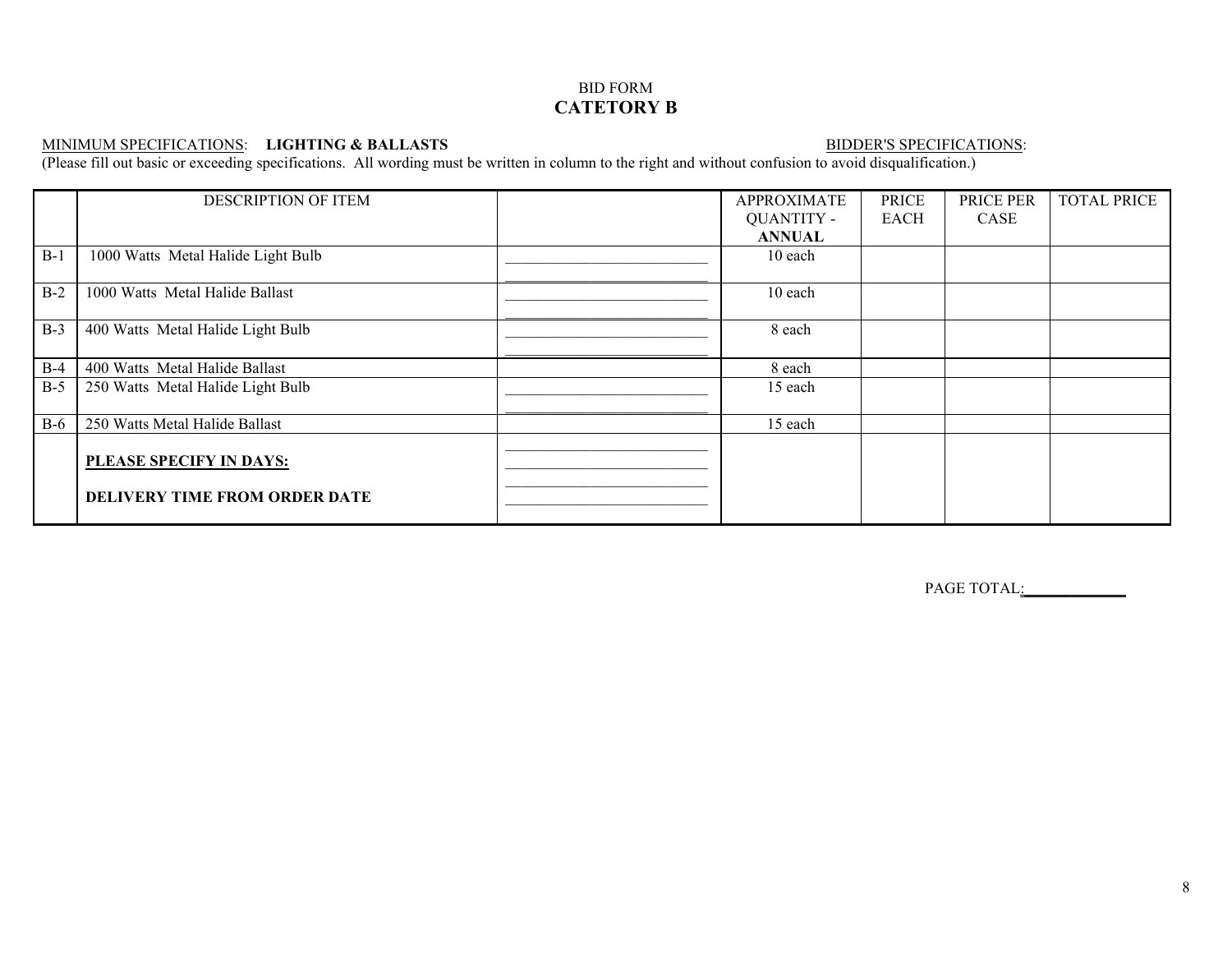BID FORM

## CATETORY B

MINIMUM SPECIFICATIONS: **LIGHTING & BALLASTS** BIDDER'S SPECIFICATIONS:

(Please fill out basic or exceeding specifications. All wording must be written in column to the right and without confusion to avoid disqualification.)

| | DESCRIPTION OF ITEM | | APPROXIMATE QUANTITY - **ANNUAL** | PRICE EACH | PRICE PER CASE | TOTAL PRICE |
|---|---|---|---|---|---|---|
| B-1 | 1000 Watts Metal Halide Light Bulb | ______________________ ______________________ | 10 each | | | |
| B-2 | 1000 Watts Metal Halide Ballast | ______________________ ______________________ | 10 each | | | |
| B-3 | 400 Watts Metal Halide Light Bulb | ______________________ ______________________ | 8 each | | | |
| B-4 | 400 Watts Metal Halide Ballast | | 8 each | | | |
| B-5 | 250 Watts Metal Halide Light Bulb | ______________________ ______________________ | 15 each | | | |
| B-6 | 250 Watts Metal Halide Ballast | | 15 each | | | |
| | **PLEASE SPECIFY IN DAYS:** **DELIVERY TIME FROM ORDER DATE** | ______________________ ______________________ ______________________ ______________________ | | | | |

PAGE TOTAL:____________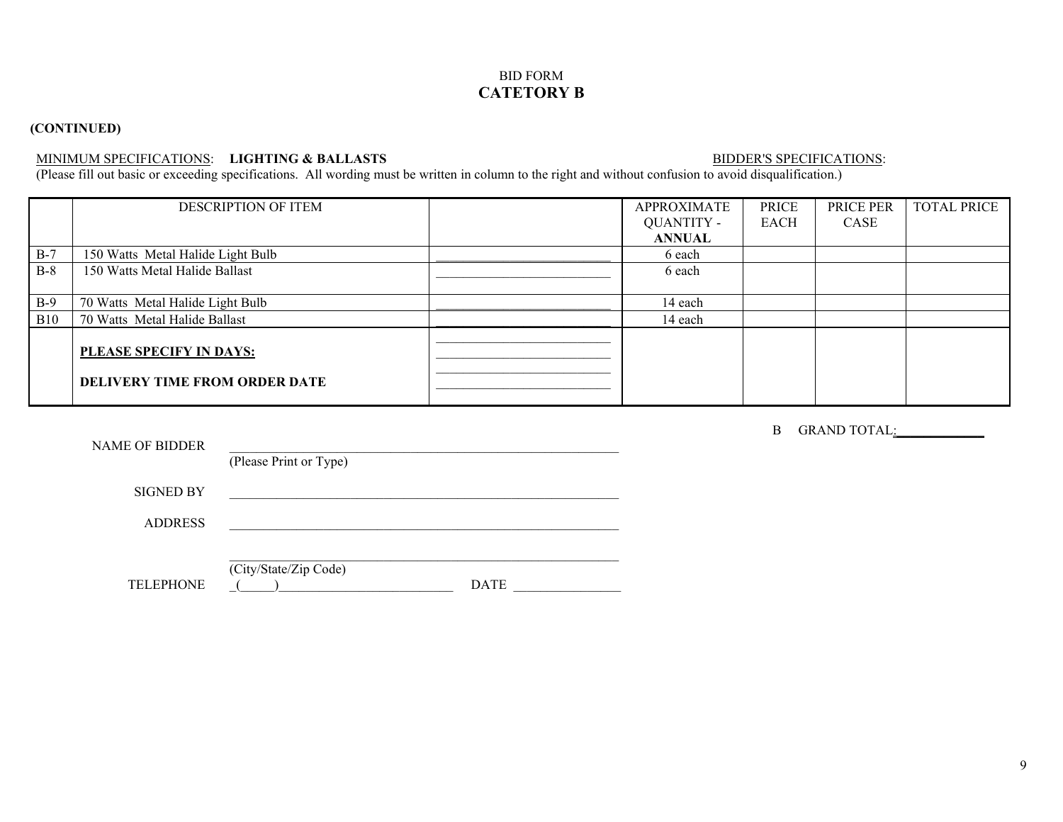BID FORM

## CATETORY B

**(CONTINUED)**

MINIMUM SPECIFICATIONS: **LIGHTING & BALLASTS** BIDDER'S SPECIFICATIONS:

(Please fill out basic or exceeding specifications. All wording must be written in column to the right and without confusion to avoid disqualification.)

| | DESCRIPTION OF ITEM | | APPROXIMATE QUANTITY - **ANNUAL** | PRICE EACH | PRICE PER CASE | TOTAL PRICE |
|---|---|---|---|---|---|---|
| B-7 | 150 Watts Metal Halide Light Bulb | ___________________ | 6 each | | | |
| B-8 | 150 Watts Metal Halide Ballast | ___________________ | 6 each | | | |
| B-9 | 70 Watts Metal Halide Light Bulb | ___________________ | 14 each | | | |
| B10 | 70 Watts Metal Halide Ballast | ___________________ | 14 each | | | |
| | **PLEASE SPECIFY IN DAYS:** **DELIVERY TIME FROM ORDER DATE** | ___________________ ___________________ ___________________ ___________________ | | | | |

B GRAND TOTAL:_____________

NAME OF BIDDER ____________________________________________________________
(Please Print or Type)

SIGNED BY ____________________________________________________________

ADDRESS ____________________________________________________________

____________________________________________________________
(City/State/Zip Code)

TELEPHONE _(_____)__________________________ DATE ________________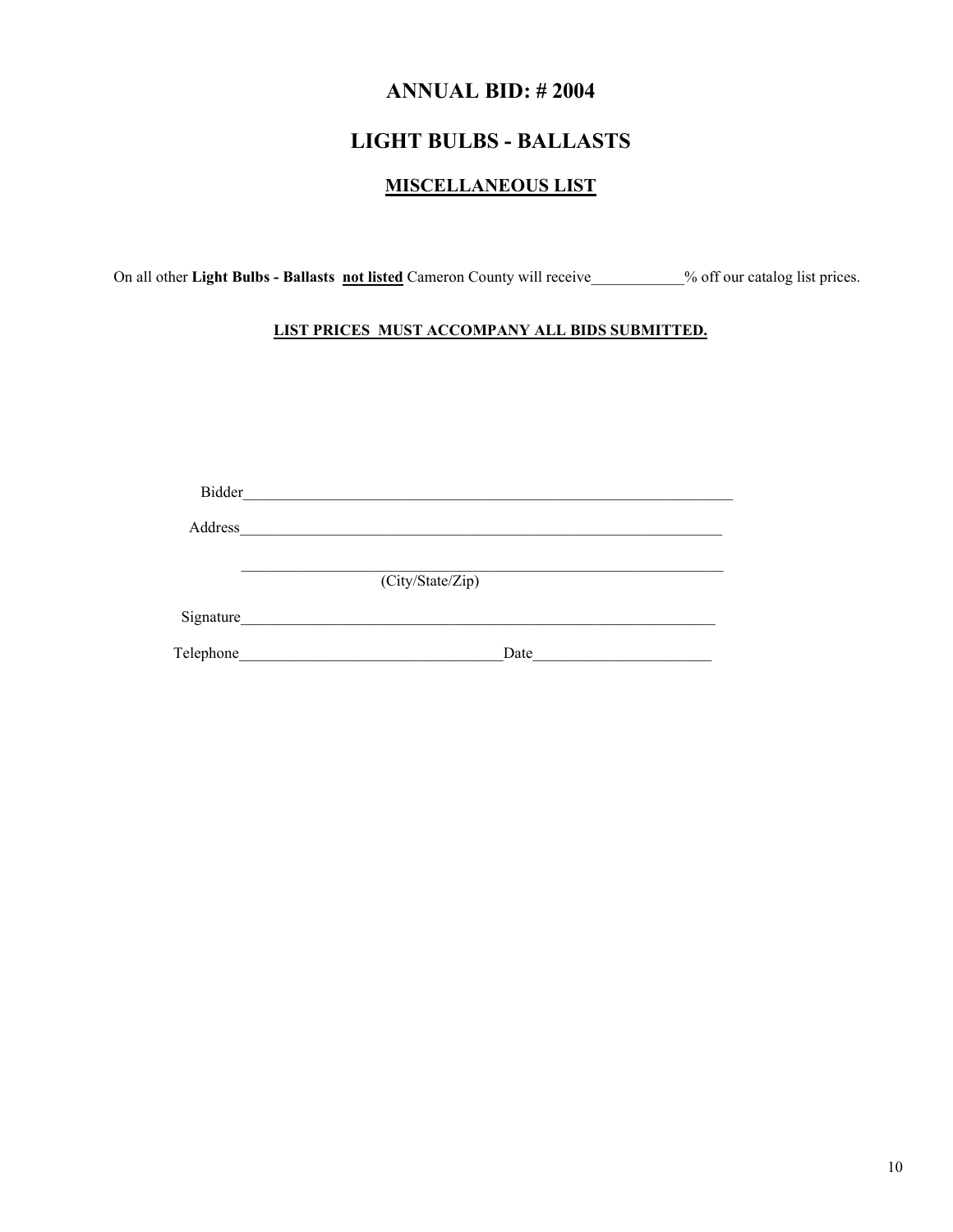# ANNUAL BID: # 2004

# LIGHT BULBS - BALLASTS

## MISCELLANEOUS LIST

On all other **Light Bulbs - Ballasts** **not listed** Cameron County will receive___________% off our catalog list prices.

**LIST PRICES MUST ACCOMPANY ALL BIDS SUBMITTED.**

Bidder_______________________________________________________________

Address______________________________________________________________

_____________________________________________________________________
(City/State/Zip)

Signature____________________________________________________________

Telephone_________________________________Date______________________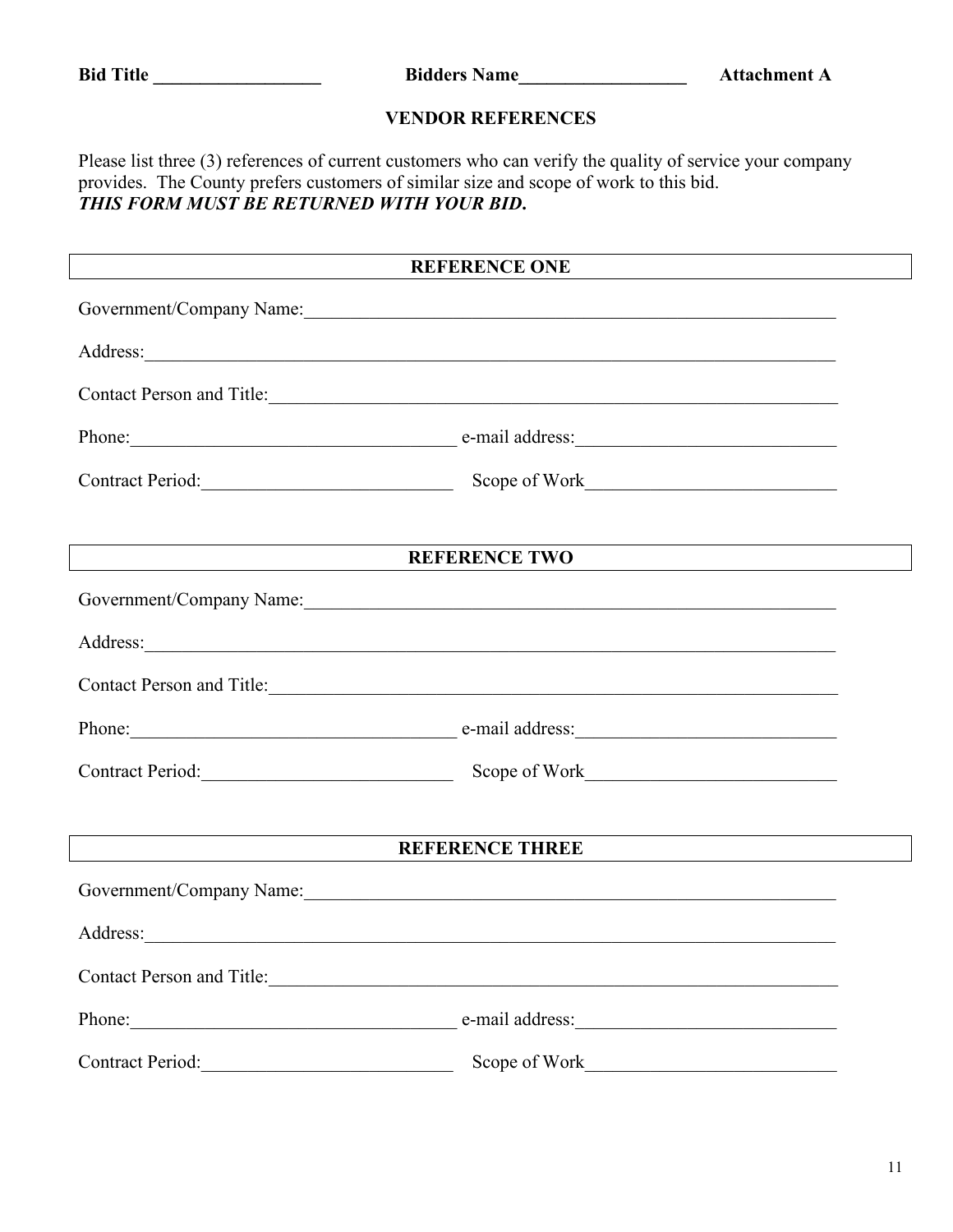**Bid Title __________________** **Bidders Name__________________** **Attachment A**

## VENDOR REFERENCES

Please list three (3) references of current customers who can verify the quality of service your company provides. The County prefers customers of similar size and scope of work to this bid.
***THIS FORM MUST BE RETURNED WITH YOUR BID.***

### REFERENCE ONE

Government/Company Name:____________________________________________________________

Address:____________________________________________________________________________

Contact Person and Title:_____________________________________________________________

Phone:___________________________________ e-mail address:___________________________

Contract Period:__________________________ Scope of Work__________________________

### REFERENCE TWO

Government/Company Name:____________________________________________________________

Address:____________________________________________________________________________

Contact Person and Title:_____________________________________________________________

Phone:___________________________________ e-mail address:___________________________

Contract Period:__________________________ Scope of Work__________________________

### REFERENCE THREE

Government/Company Name:____________________________________________________________

Address:____________________________________________________________________________

Contact Person and Title:_____________________________________________________________

Phone:___________________________________ e-mail address:___________________________

Contract Period:__________________________ Scope of Work__________________________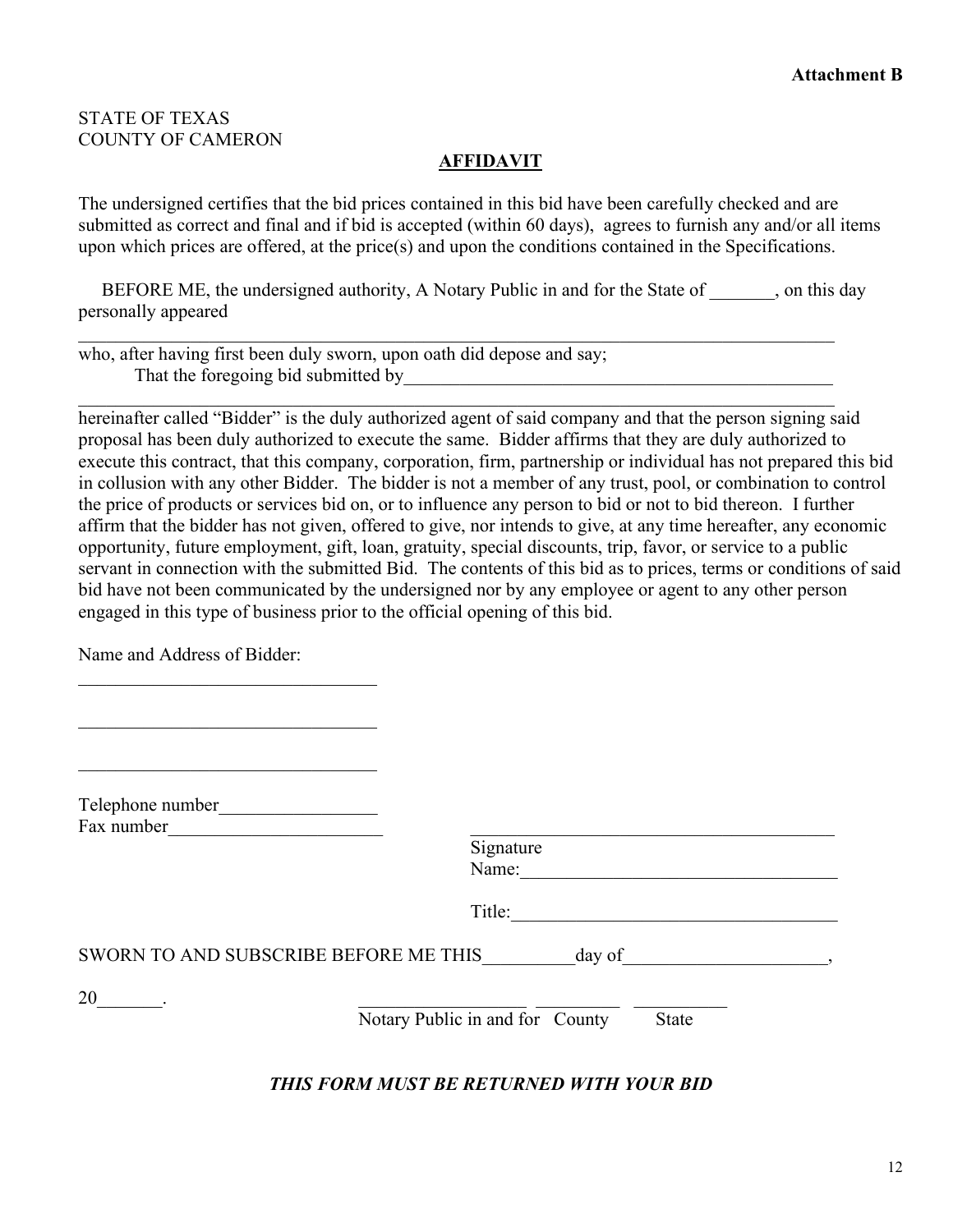**Attachment B**

STATE OF TEXAS
COUNTY OF CAMERON

## AFFIDAVIT

The undersigned certifies that the bid prices contained in this bid have been carefully checked and are submitted as correct and final and if bid is accepted (within 60 days), agrees to furnish any and/or all items upon which prices are offered, at the price(s) and upon the conditions contained in the Specifications.

BEFORE ME, the undersigned authority, A Notary Public in and for the State of _______, on this day personally appeared

_______________________________________________________________________________

who, after having first been duly sworn, upon oath did depose and say;
That the foregoing bid submitted by_________________________________________________

_______________________________________________________________________________

hereinafter called "Bidder" is the duly authorized agent of said company and that the person signing said proposal has been duly authorized to execute the same. Bidder affirms that they are duly authorized to execute this contract, that this company, corporation, firm, partnership or individual has not prepared this bid in collusion with any other Bidder. The bidder is not a member of any trust, pool, or combination to control the price of products or services bid on, or to influence any person to bid or not to bid thereon. I further affirm that the bidder has not given, offered to give, nor intends to give, at any time hereafter, any economic opportunity, future employment, gift, loan, gratuity, special discounts, trip, favor, or service to a public servant in connection with the submitted Bid. The contents of this bid as to prices, terms or conditions of said bid have not been communicated by the undersigned nor by any employee or agent to any other person engaged in this type of business prior to the official opening of this bid.

Name and Address of Bidder:

________________________________

________________________________

________________________________

Telephone number_________________
Fax number_______________________

________________________________________
Signature
Name:__________________________________

Title:___________________________________

SWORN TO AND SUBSCRIBE BEFORE ME THIS__________day of_____________________,

20_______.

__________________ _________ __________
Notary Public in and for County State

***THIS FORM MUST BE RETURNED WITH YOUR BID***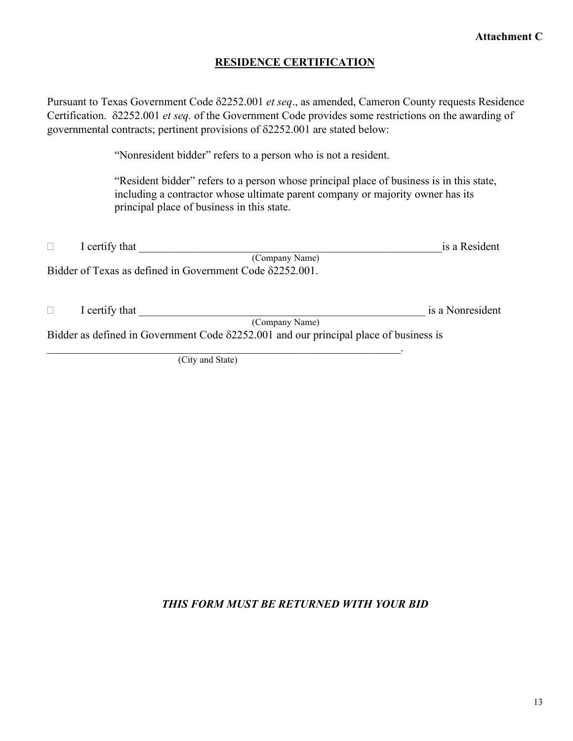**Attachment C**

## RESIDENCE CERTIFICATION

Pursuant to Texas Government Code δ2252.001 *et seq*., as amended, Cameron County requests Residence Certification. δ2252.001 *et seq.* of the Government Code provides some restrictions on the awarding of governmental contracts; pertinent provisions of δ2252.001 are stated below:

> "Nonresident bidder" refers to a person who is not a resident.
>
> "Resident bidder" refers to a person whose principal place of business is in this state, including a contractor whose ultimate parent company or majority owner has its principal place of business in this state.

☐ I certify that ____________________________________________________ is a Resident
(Company Name)
Bidder of Texas as defined in Government Code δ2252.001.

☐ I certify that ____________________________________________________ is a Nonresident
(Company Name)
Bidder as defined in Government Code δ2252.001 and our principal place of business is
____________________________________________________________.
(City and State)

***THIS FORM MUST BE RETURNED WITH YOUR BID***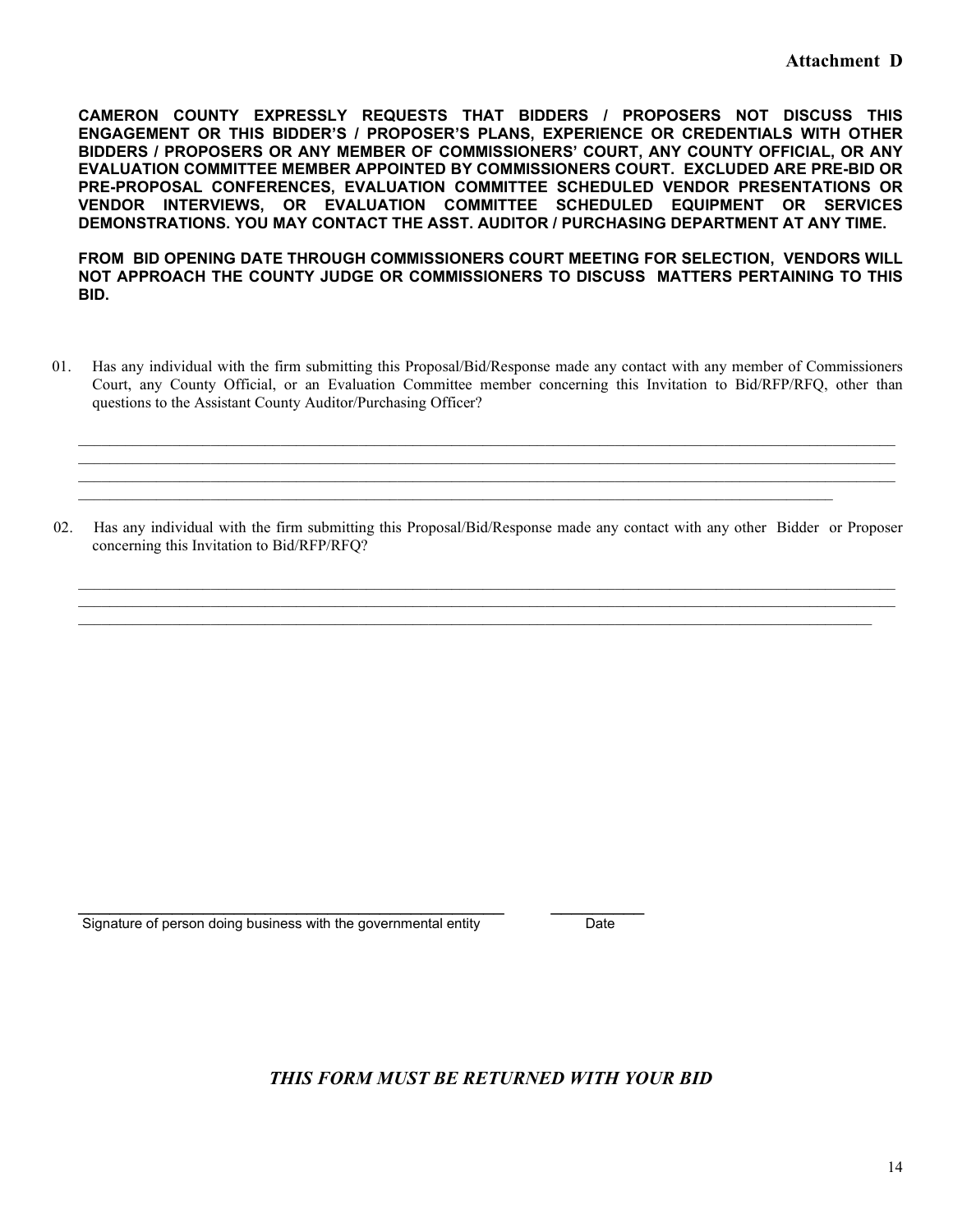**Attachment D**

**CAMERON COUNTY EXPRESSLY REQUESTS THAT BIDDERS / PROPOSERS NOT DISCUSS THIS ENGAGEMENT OR THIS BIDDER'S / PROPOSER'S PLANS, EXPERIENCE OR CREDENTIALS WITH OTHER BIDDERS / PROPOSERS OR ANY MEMBER OF COMMISSIONERS' COURT, ANY COUNTY OFFICIAL, OR ANY EVALUATION COMMITTEE MEMBER APPOINTED BY COMMISSIONERS COURT. EXCLUDED ARE PRE-BID OR PRE-PROPOSAL CONFERENCES, EVALUATION COMMITTEE SCHEDULED VENDOR PRESENTATIONS OR VENDOR INTERVIEWS, OR EVALUATION COMMITTEE SCHEDULED EQUIPMENT OR SERVICES DEMONSTRATIONS. YOU MAY CONTACT THE ASST. AUDITOR / PURCHASING DEPARTMENT AT ANY TIME.**

**FROM BID OPENING DATE THROUGH COMMISSIONERS COURT MEETING FOR SELECTION, VENDORS WILL NOT APPROACH THE COUNTY JUDGE OR COMMISSIONERS TO DISCUSS MATTERS PERTAINING TO THIS BID.**

01. Has any individual with the firm submitting this Proposal/Bid/Response made any contact with any member of Commissioners Court, any County Official, or an Evaluation Committee member concerning this Invitation to Bid/RFP/RFQ, other than questions to the Assistant County Auditor/Purchasing Officer?

______________________________________________________________________________________________
______________________________________________________________________________________________
______________________________________________________________________________________________
______________________________________________________________________________________________

02. Has any individual with the firm submitting this Proposal/Bid/Response made any contact with any other Bidder or Proposer concerning this Invitation to Bid/RFP/RFQ?

______________________________________________________________________________________________
______________________________________________________________________________________________
______________________________________________________________________________________________

_______________________________________________ ___________
Signature of person doing business with the governmental entity Date

***THIS FORM MUST BE RETURNED WITH YOUR BID***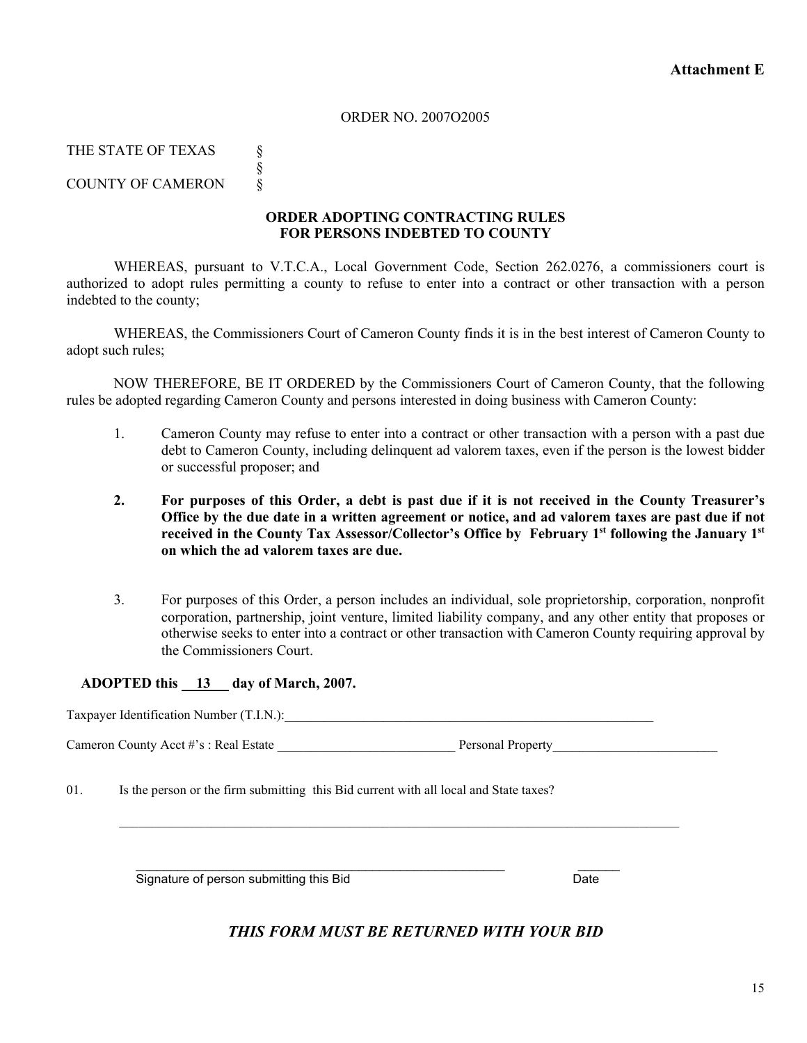**Attachment E**

ORDER NO. 2007O2005

THE STATE OF TEXAS §
§
COUNTY OF CAMERON §

## ORDER ADOPTING CONTRACTING RULES FOR PERSONS INDEBTED TO COUNTY

WHEREAS, pursuant to V.T.C.A., Local Government Code, Section 262.0276, a commissioners court is authorized to adopt rules permitting a county to refuse to enter into a contract or other transaction with a person indebted to the county;

WHEREAS, the Commissioners Court of Cameron County finds it is in the best interest of Cameron County to adopt such rules;

NOW THEREFORE, BE IT ORDERED by the Commissioners Court of Cameron County, that the following rules be adopted regarding Cameron County and persons interested in doing business with Cameron County:

1. Cameron County may refuse to enter into a contract or other transaction with a person with a past due debt to Cameron County, including delinquent ad valorem taxes, even if the person is the lowest bidder or successful proposer; and

2. **For purposes of this Order, a debt is past due if it is not received in the County Treasurer's Office by the due date in a written agreement or notice, and ad valorem taxes are past due if not received in the County Tax Assessor/Collector's Office by February 1st following the January 1st on which the ad valorem taxes are due.**

3. For purposes of this Order, a person includes an individual, sole proprietorship, corporation, nonprofit corporation, partnership, joint venture, limited liability company, and any other entity that proposes or otherwise seeks to enter into a contract or other transaction with Cameron County requiring approval by the Commissioners Court.

**ADOPTED this \_\_13\_\_ day of March, 2007.**

Taxpayer Identification Number (T.I.N.):\_\_\_\_\_\_\_\_\_\_\_\_\_\_\_\_\_\_\_\_\_\_\_\_\_\_\_\_\_\_\_\_\_\_\_\_\_\_\_\_

Cameron County Acct #'s : Real Estate \_\_\_\_\_\_\_\_\_\_\_\_\_\_\_\_\_\_\_\_ Personal Property\_\_\_\_\_\_\_\_\_\_\_\_\_\_\_\_\_\_\_\_

01. Is the person or the firm submitting this Bid current with all local and State taxes?

\_\_\_\_\_\_\_\_\_\_\_\_\_\_\_\_\_\_\_\_\_\_\_\_\_\_\_\_\_\_\_\_\_\_\_\_\_\_\_\_\_\_\_\_\_\_\_\_\_\_\_\_\_\_\_\_\_\_

\_\_\_\_\_\_\_\_\_\_\_\_\_\_\_\_\_\_\_\_\_\_\_\_\_\_\_\_\_\_\_\_\_\_\_\_\_\_\_\_ \_\_\_\_\_\_
Signature of person submitting this Bid Date

***THIS FORM MUST BE RETURNED WITH YOUR BID***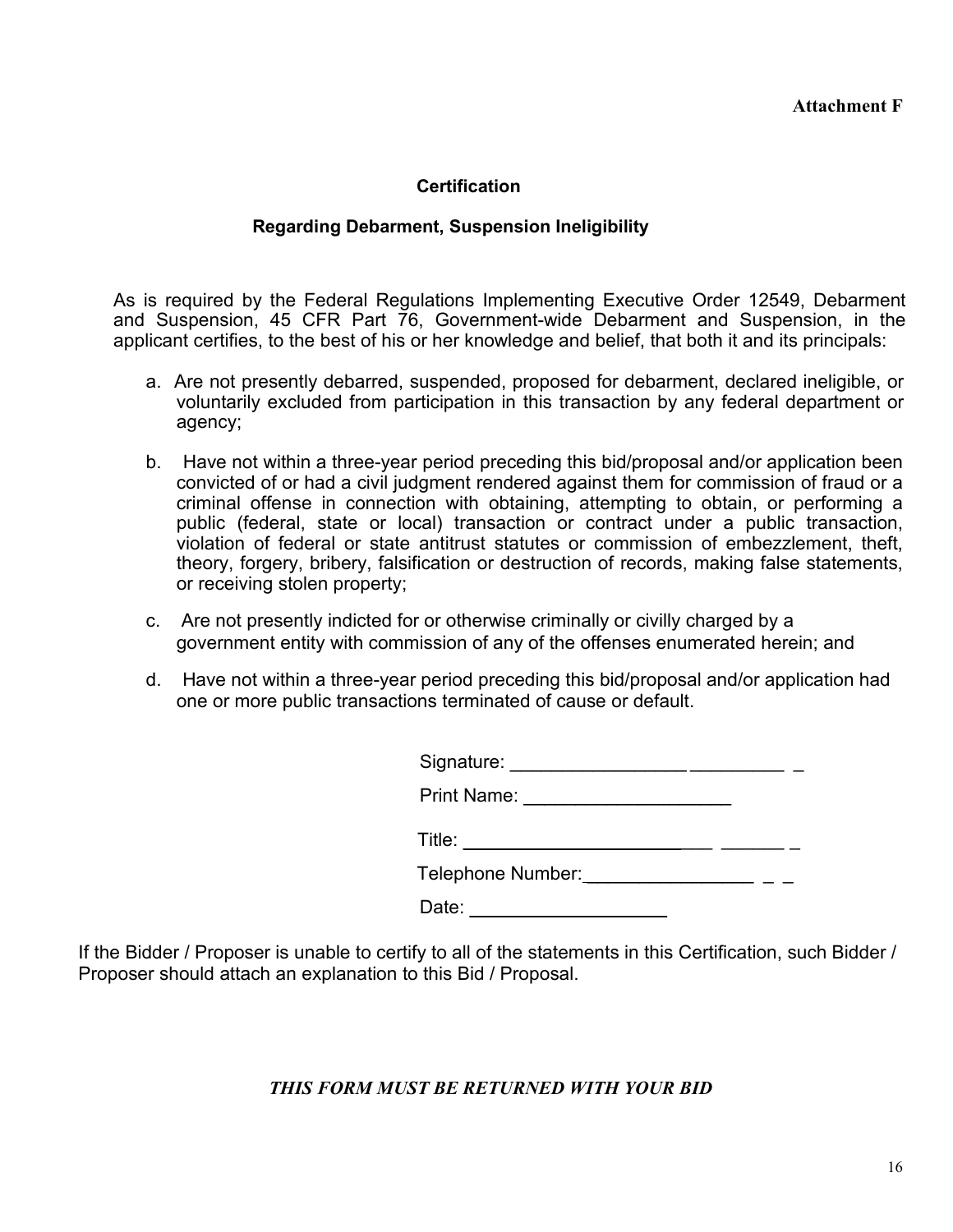**Attachment F**

## Certification

### Regarding Debarment, Suspension Ineligibility

As is required by the Federal Regulations Implementing Executive Order 12549, Debarment and Suspension, 45 CFR Part 76, Government-wide Debarment and Suspension, in the applicant certifies, to the best of his or her knowledge and belief, that both it and its principals:

a. Are not presently debarred, suspended, proposed for debarment, declared ineligible, or voluntarily excluded from participation in this transaction by any federal department or agency;

b. Have not within a three-year period preceding this bid/proposal and/or application been convicted of or had a civil judgment rendered against them for commission of fraud or a criminal offense in connection with obtaining, attempting to obtain, or performing a public (federal, state or local) transaction or contract under a public transaction, violation of federal or state antitrust statutes or commission of embezzlement, theft, theory, forgery, bribery, falsification or destruction of records, making false statements, or receiving stolen property;

c. Are not presently indicted for or otherwise criminally or civilly charged by a government entity with commission of any of the offenses enumerated herein; and

d. Have not within a three-year period preceding this bid/proposal and/or application had one or more public transactions terminated of cause or default.

Signature: ____________________________

Print Name: ____________________

Title: ______________________________

Telephone Number: ____________________

Date: ____________________

If the Bidder / Proposer is unable to certify to all of the statements in this Certification, such Bidder / Proposer should attach an explanation to this Bid / Proposal.

***THIS FORM MUST BE RETURNED WITH YOUR BID***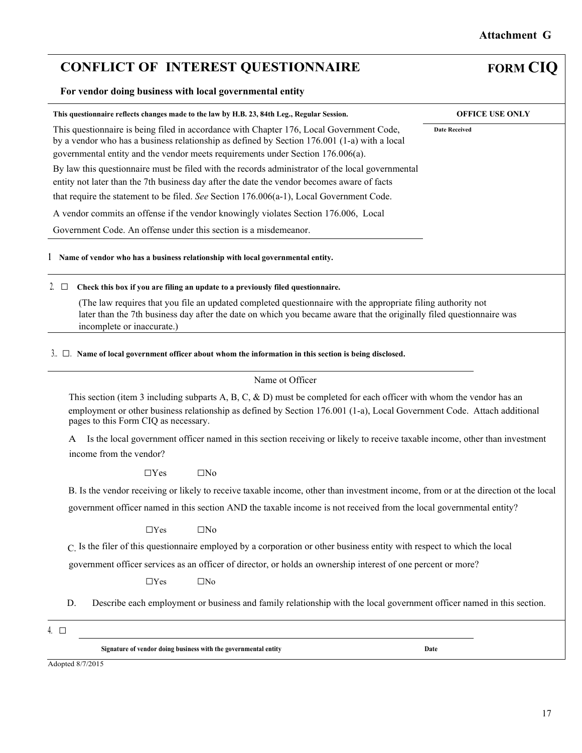**Attachment G**

# CONFLICT OF INTEREST QUESTIONNAIRE

**FORM CIQ**

**For vendor doing business with local governmental entity**

| **This questionnaire reflects changes made to the law by H.B. 23, 84th Leg., Regular Session.** | **OFFICE USE ONLY** |
|---|---|
| This questionnaire is being filed in accordance with Chapter 176, Local Government Code, by a vendor who has a business relationship as defined by Section 176.001 (1-a) with a local governmental entity and the vendor meets requirements under Section 176.006(a).<br><br>By law this questionnaire must be filed with the records administrator of the local governmental entity not later than the 7th business day after the date the vendor becomes aware of facts that require the statement to be filed. *See* Section 176.006(a-1), Local Government Code.<br><br>A vendor commits an offense if the vendor knowingly violates Section 176.006, Local Government Code. An offense under this section is a misdemeanor. | **Date Received** |

1 **Name of vendor who has a business relationship with local governmental entity.**

2. ☐ **Check this box if you are filing an update to a previously filed questionnaire.**

(The law requires that you file an updated completed questionnaire with the appropriate filing authority not later than the 7th business day after the date on which you became aware that the originally filed questionnaire was incomplete or inaccurate.)

3.. ☐. **Name of local government officer about whom the information in this section is being disclosed.**

\_\_\_\_\_\_\_\_\_\_\_\_\_\_\_\_\_\_\_\_\_\_\_\_\_\_\_\_\_\_\_\_\_\_\_\_\_\_\_\_\_\_\_\_\_\_\_\_\_\_\_\_\_\_\_\_

Name ot Officer

This section (item 3 including subparts A, B, C, & D) must be completed for each officer with whom the vendor has an employment or other business relationship as defined by Section 176.001 (1-a), Local Government Code. Attach additional pages to this Form CIQ as necessary.

A Is the local government officer named in this section receiving or likely to receive taxable income, other than investment income from the vendor?

☐Yes ☐No

B. Is the vendor receiving or likely to receive taxable income, other than investment income, from or at the direction ot the local government officer named in this section AND the taxable income is not received from the local governmental entity?

☐Yes ☐No

C. Is the filer of this questionnaire employed by a corporation or other business entity with respect to which the local government officer services as an officer of director, or holds an ownership interest of one percent or more?

☐Yes ☐No

D. Describe each employment or business and family relationship with the local government officer named in this section.

4. ☐ \_\_\_\_\_\_\_\_\_\_\_\_\_\_\_\_\_\_\_\_\_\_\_\_\_\_\_\_\_\_\_\_\_\_\_\_\_\_\_\_\_\_\_\_\_\_\_\_\_\_\_\_\_\_\_\_

**Signature of vendor doing business with the governmental entity** **Date**

Adopted 8/7/2015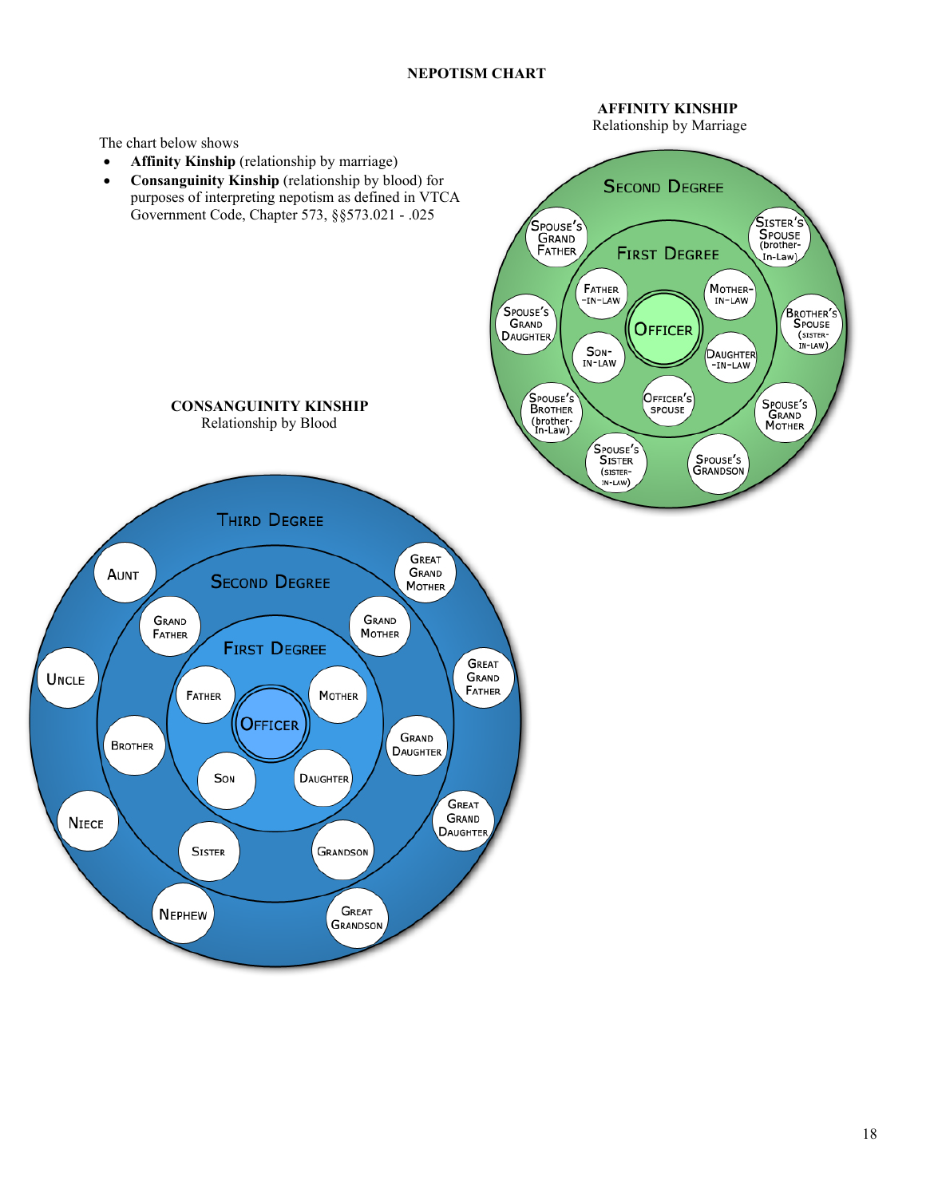# NEPOTISM CHART

The chart below shows

- **Affinity Kinship** (relationship by marriage)
- **Consanguinity Kinship** (relationship by blood) for purposes of interpreting nepotism as defined in VTCA Government Code, Chapter 573, §§573.021 - .025

## AFFINITY KINSHIP

Relationship by Marriage

**Officer**

**First Degree**

- Father-in-Law
- Mother-in-Law
- Son-in-Law
- Daughter-in-Law
- Officer's Spouse

**Second Degree**

- Spouse's Grand Father
- Sister's Spouse (brother-In-Law)
- Spouse's Grand Daughter
- Brother's Spouse (sister-in-law)
- Spouse's Brother (brother-In-Law)
- Spouse's Grand Mother
- Spouse's Sister (sister-in-law)
- Spouse's Grandson

## CONSANGUINITY KINSHIP

Relationship by Blood

**Officer**

**First Degree**

- Father
- Mother
- Son
- Daughter

**Second Degree**

- Grand Father
- Grand Mother
- Brother
- Grand Daughter
- Sister
- Grandson

**Third Degree**

- Aunt
- Great Grand Mother
- Uncle
- Great Grand Father
- Niece
- Great Grand Daughter
- Nephew
- Great Grandson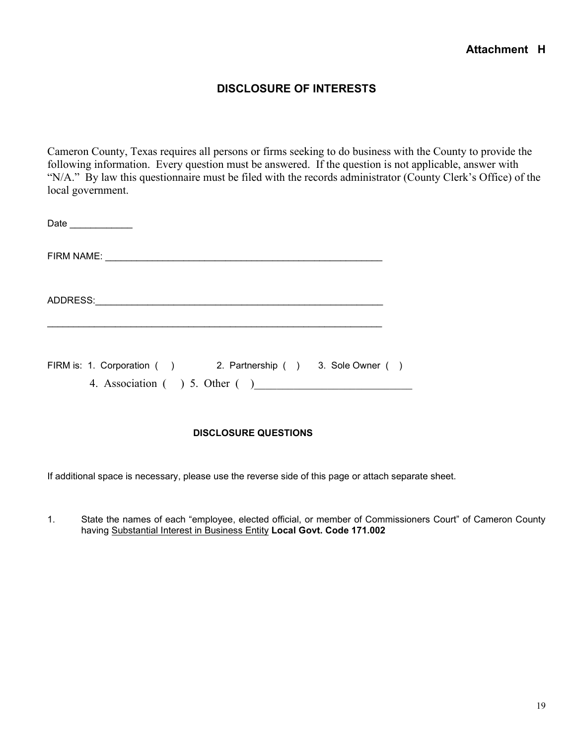**Attachment H**

## DISCLOSURE OF INTERESTS

Cameron County, Texas requires all persons or firms seeking to do business with the County to provide the following information. Every question must be answered. If the question is not applicable, answer with "N/A." By law this questionnaire must be filed with the records administrator (County Clerk's Office) of the local government.

Date ____________

FIRM NAME: ________________________________________________________

ADDRESS:__________________________________________________________

_________________________________________________________________

FIRM is: 1. Corporation ( )  2. Partnership ( )  3. Sole Owner ( )
4. Association ( ) 5. Other ( )____________________________

### DISCLOSURE QUESTIONS

If additional space is necessary, please use the reverse side of this page or attach separate sheet.

1. State the names of each "employee, elected official, or member of Commissioners Court" of Cameron County having Substantial Interest in Business Entity **Local Govt. Code 171.002**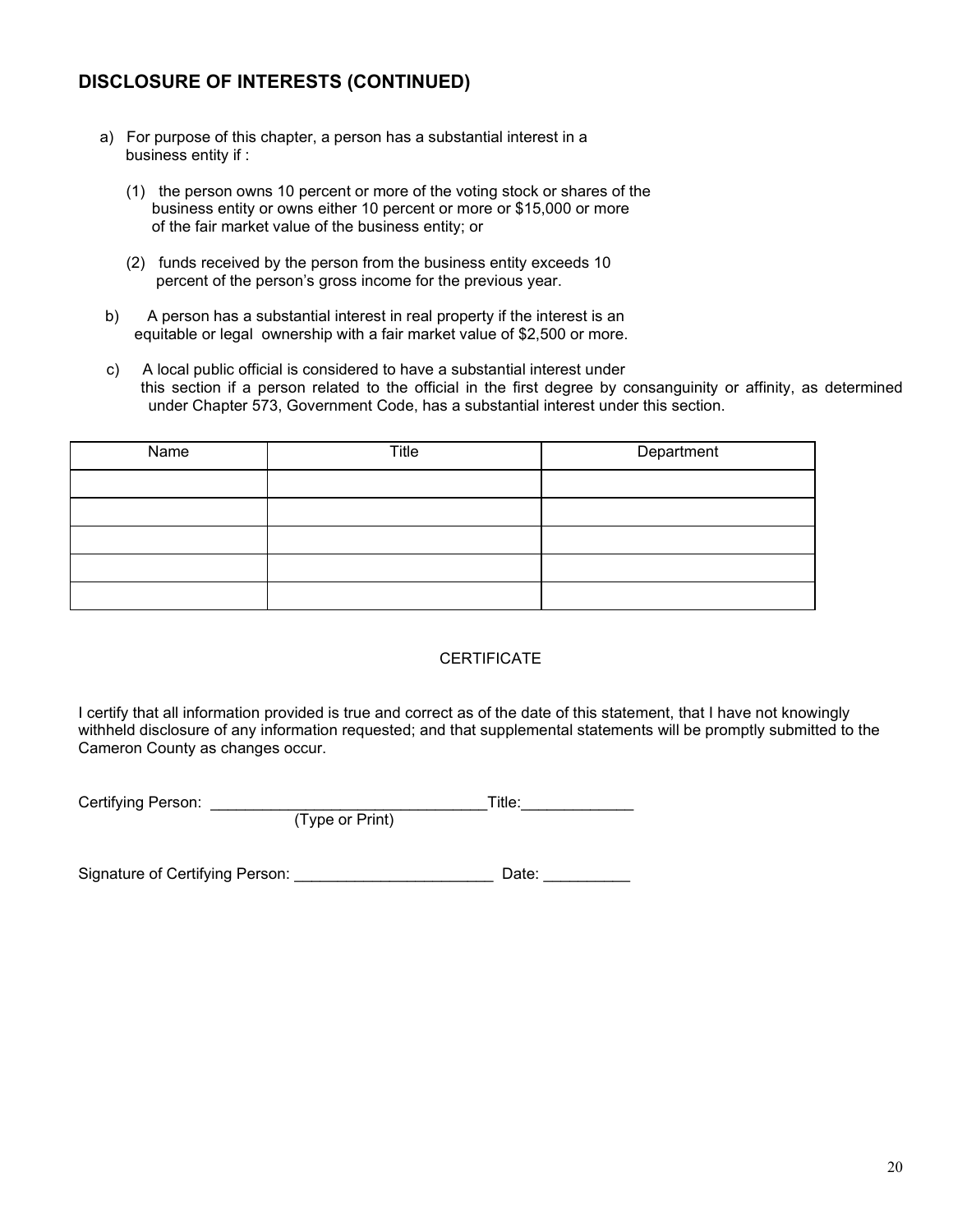## DISCLOSURE OF INTERESTS (CONTINUED)

a) For purpose of this chapter, a person has a substantial interest in a business entity if :

   (1) the person owns 10 percent or more of the voting stock or shares of the business entity or owns either 10 percent or more or $15,000 or more of the fair market value of the business entity; or

   (2) funds received by the person from the business entity exceeds 10 percent of the person's gross income for the previous year.

b) A person has a substantial interest in real property if the interest is an equitable or legal ownership with a fair market value of $2,500 or more.

c) A local public official is considered to have a substantial interest under this section if a person related to the official in the first degree by consanguinity or affinity, as determined under Chapter 573, Government Code, has a substantial interest under this section.

| Name | Title | Department |
|---|---|---|
| | | |
| | | |
| | | |
| | | |
| | | |

CERTIFICATE

I certify that all information provided is true and correct as of the date of this statement, that I have not knowingly withheld disclosure of any information requested; and that supplemental statements will be promptly submitted to the Cameron County as changes occur.

Certifying Person: ________________________________Title:_____________
(Type or Print)

Signature of Certifying Person: _______________________ Date: __________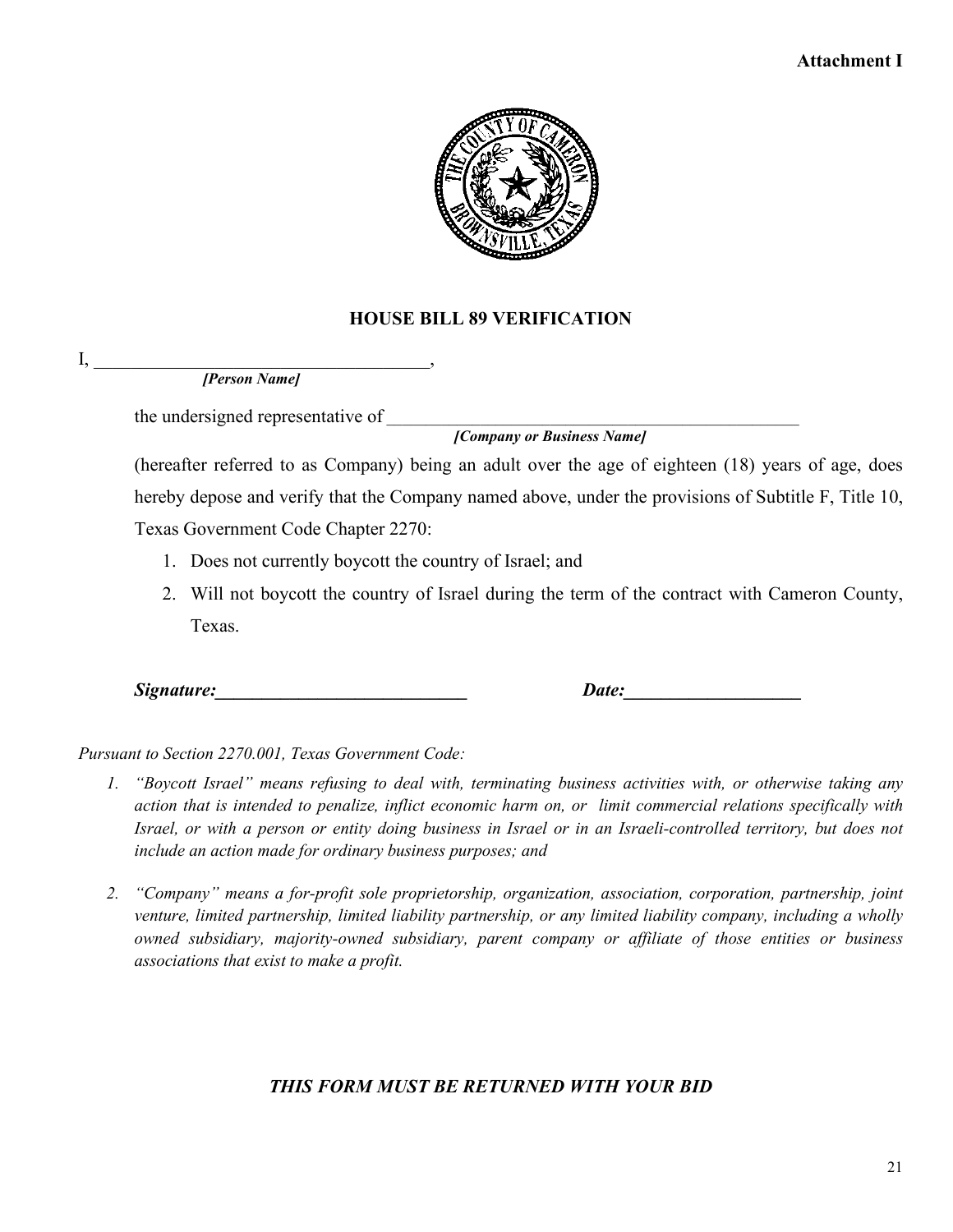**Attachment I**

## HOUSE BILL 89 VERIFICATION

I, ______________________________________,
*[Person Name]*

the undersigned representative of ________________________________________________
*[Company or Business Name]*

(hereafter referred to as Company) being an adult over the age of eighteen (18) years of age, does hereby depose and verify that the Company named above, under the provisions of Subtitle F, Title 10, Texas Government Code Chapter 2270:

1. Does not currently boycott the country of Israel; and
2. Will not boycott the country of Israel during the term of the contract with Cameron County, Texas.

***Signature:___________________________*** ***Date:___________________***

*Pursuant to Section 2270.001, Texas Government Code:*

1. *"Boycott Israel" means refusing to deal with, terminating business activities with, or otherwise taking any action that is intended to penalize, inflict economic harm on, or limit commercial relations specifically with Israel, or with a person or entity doing business in Israel or in an Israeli-controlled territory, but does not include an action made for ordinary business purposes; and*

2. *"Company" means a for-profit sole proprietorship, organization, association, corporation, partnership, joint venture, limited partnership, limited liability partnership, or any limited liability company, including a wholly owned subsidiary, majority-owned subsidiary, parent company or affiliate of those entities or business associations that exist to make a profit.*

***THIS FORM MUST BE RETURNED WITH YOUR BID***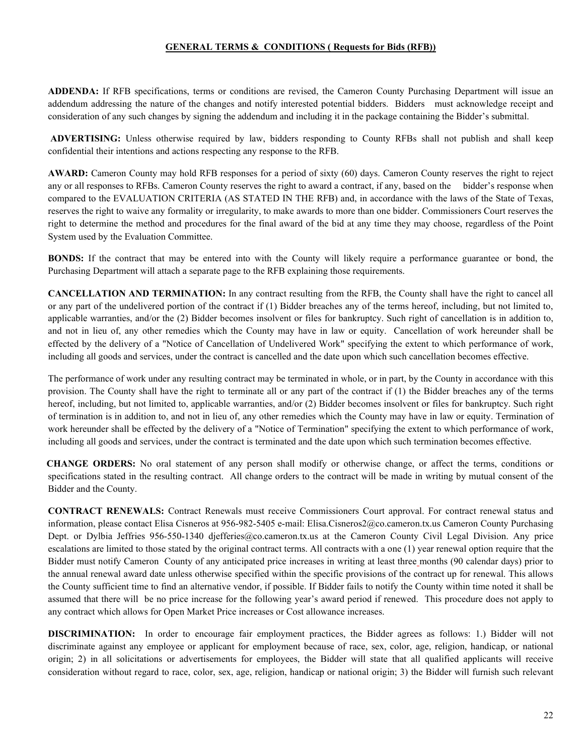## GENERAL TERMS & CONDITIONS ( Requests for Bids (RFB))

**ADDENDA:** If RFB specifications, terms or conditions are revised, the Cameron County Purchasing Department will issue an addendum addressing the nature of the changes and notify interested potential bidders. Bidders must acknowledge receipt and consideration of any such changes by signing the addendum and including it in the package containing the Bidder's submittal.

**ADVERTISING:** Unless otherwise required by law, bidders responding to County RFBs shall not publish and shall keep confidential their intentions and actions respecting any response to the RFB.

**AWARD:** Cameron County may hold RFB responses for a period of sixty (60) days. Cameron County reserves the right to reject any or all responses to RFBs. Cameron County reserves the right to award a contract, if any, based on the bidder's response when compared to the EVALUATION CRITERIA (AS STATED IN THE RFB) and, in accordance with the laws of the State of Texas, reserves the right to waive any formality or irregularity, to make awards to more than one bidder. Commissioners Court reserves the right to determine the method and procedures for the final award of the bid at any time they may choose, regardless of the Point System used by the Evaluation Committee.

**BONDS:** If the contract that may be entered into with the County will likely require a performance guarantee or bond, the Purchasing Department will attach a separate page to the RFB explaining those requirements.

**CANCELLATION AND TERMINATION:** In any contract resulting from the RFB, the County shall have the right to cancel all or any part of the undelivered portion of the contract if (1) Bidder breaches any of the terms hereof, including, but not limited to, applicable warranties, and/or the (2) Bidder becomes insolvent or files for bankruptcy. Such right of cancellation is in addition to, and not in lieu of, any other remedies which the County may have in law or equity. Cancellation of work hereunder shall be effected by the delivery of a "Notice of Cancellation of Undelivered Work" specifying the extent to which performance of work, including all goods and services, under the contract is cancelled and the date upon which such cancellation becomes effective.

The performance of work under any resulting contract may be terminated in whole, or in part, by the County in accordance with this provision. The County shall have the right to terminate all or any part of the contract if (1) the Bidder breaches any of the terms hereof, including, but not limited to, applicable warranties, and/or (2) Bidder becomes insolvent or files for bankruptcy. Such right of termination is in addition to, and not in lieu of, any other remedies which the County may have in law or equity. Termination of work hereunder shall be effected by the delivery of a "Notice of Termination" specifying the extent to which performance of work, including all goods and services, under the contract is terminated and the date upon which such termination becomes effective.

**CHANGE ORDERS:** No oral statement of any person shall modify or otherwise change, or affect the terms, conditions or specifications stated in the resulting contract. All change orders to the contract will be made in writing by mutual consent of the Bidder and the County.

**CONTRACT RENEWALS:** Contract Renewals must receive Commissioners Court approval. For contract renewal status and information, please contact Elisa Cisneros at 956-982-5405 e-mail: Elisa.Cisneros2@co.cameron.tx.us Cameron County Purchasing Dept. or Dylbia Jeffries 956-550-1340 djefferies@co.cameron.tx.us at the Cameron County Civil Legal Division. Any price escalations are limited to those stated by the original contract terms. All contracts with a one (1) year renewal option require that the Bidder must notify Cameron County of any anticipated price increases in writing at least three months (90 calendar days) prior to the annual renewal award date unless otherwise specified within the specific provisions of the contract up for renewal. This allows the County sufficient time to find an alternative vendor, if possible. If Bidder fails to notify the County within time noted it shall be assumed that there will be no price increase for the following year's award period if renewed. This procedure does not apply to any contract which allows for Open Market Price increases or Cost allowance increases.

**DISCRIMINATION:** In order to encourage fair employment practices, the Bidder agrees as follows: 1.) Bidder will not discriminate against any employee or applicant for employment because of race, sex, color, age, religion, handicap, or national origin; 2) in all solicitations or advertisements for employees, the Bidder will state that all qualified applicants will receive consideration without regard to race, color, sex, age, religion, handicap or national origin; 3) the Bidder will furnish such relevant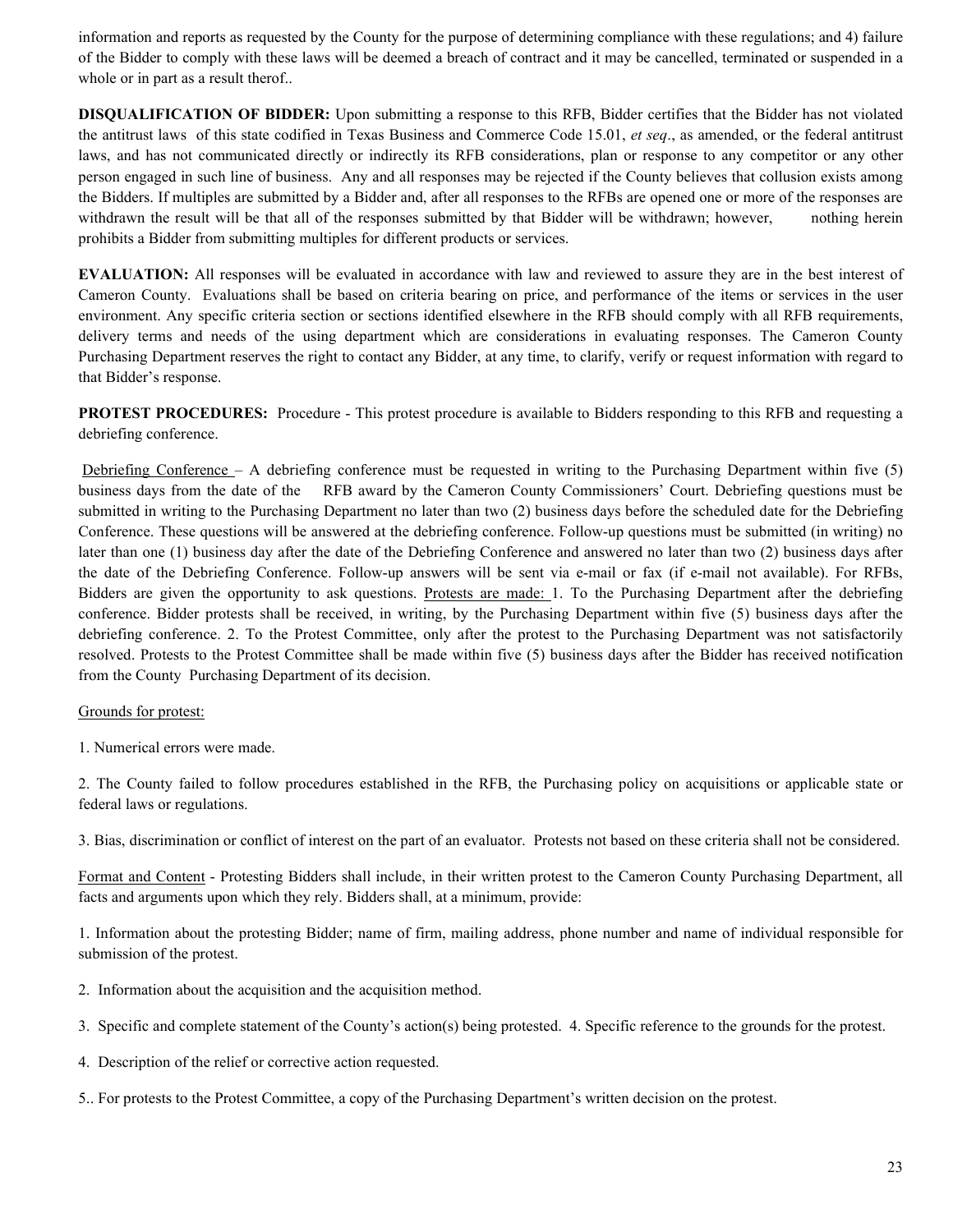information and reports as requested by the County for the purpose of determining compliance with these regulations; and 4) failure of the Bidder to comply with these laws will be deemed a breach of contract and it may be cancelled, terminated or suspended in a whole or in part as a result therof..

**DISQUALIFICATION OF BIDDER:** Upon submitting a response to this RFB, Bidder certifies that the Bidder has not violated the antitrust laws of this state codified in Texas Business and Commerce Code 15.01, *et seq*., as amended, or the federal antitrust laws, and has not communicated directly or indirectly its RFB considerations, plan or response to any competitor or any other person engaged in such line of business. Any and all responses may be rejected if the County believes that collusion exists among the Bidders. If multiples are submitted by a Bidder and, after all responses to the RFBs are opened one or more of the responses are withdrawn the result will be that all of the responses submitted by that Bidder will be withdrawn; however, nothing herein prohibits a Bidder from submitting multiples for different products or services.

**EVALUATION:** All responses will be evaluated in accordance with law and reviewed to assure they are in the best interest of Cameron County. Evaluations shall be based on criteria bearing on price, and performance of the items or services in the user environment. Any specific criteria section or sections identified elsewhere in the RFB should comply with all RFB requirements, delivery terms and needs of the using department which are considerations in evaluating responses. The Cameron County Purchasing Department reserves the right to contact any Bidder, at any time, to clarify, verify or request information with regard to that Bidder's response.

**PROTEST PROCEDURES:** Procedure - This protest procedure is available to Bidders responding to this RFB and requesting a debriefing conference.

Debriefing Conference – A debriefing conference must be requested in writing to the Purchasing Department within five (5) business days from the date of the RFB award by the Cameron County Commissioners' Court. Debriefing questions must be submitted in writing to the Purchasing Department no later than two (2) business days before the scheduled date for the Debriefing Conference. These questions will be answered at the debriefing conference. Follow-up questions must be submitted (in writing) no later than one (1) business day after the date of the Debriefing Conference and answered no later than two (2) business days after the date of the Debriefing Conference. Follow-up answers will be sent via e-mail or fax (if e-mail not available). For RFBs, Bidders are given the opportunity to ask questions. Protests are made: 1. To the Purchasing Department after the debriefing conference. Bidder protests shall be received, in writing, by the Purchasing Department within five (5) business days after the debriefing conference. 2. To the Protest Committee, only after the protest to the Purchasing Department was not satisfactorily resolved. Protests to the Protest Committee shall be made within five (5) business days after the Bidder has received notification from the County Purchasing Department of its decision.

Grounds for protest:

1. Numerical errors were made.

2. The County failed to follow procedures established in the RFB, the Purchasing policy on acquisitions or applicable state or federal laws or regulations.

3. Bias, discrimination or conflict of interest on the part of an evaluator. Protests not based on these criteria shall not be considered.

Format and Content - Protesting Bidders shall include, in their written protest to the Cameron County Purchasing Department, all facts and arguments upon which they rely. Bidders shall, at a minimum, provide:

1. Information about the protesting Bidder; name of firm, mailing address, phone number and name of individual responsible for submission of the protest.

2. Information about the acquisition and the acquisition method.

3. Specific and complete statement of the County's action(s) being protested. 4. Specific reference to the grounds for the protest.

4. Description of the relief or corrective action requested.

5.. For protests to the Protest Committee, a copy of the Purchasing Department's written decision on the protest.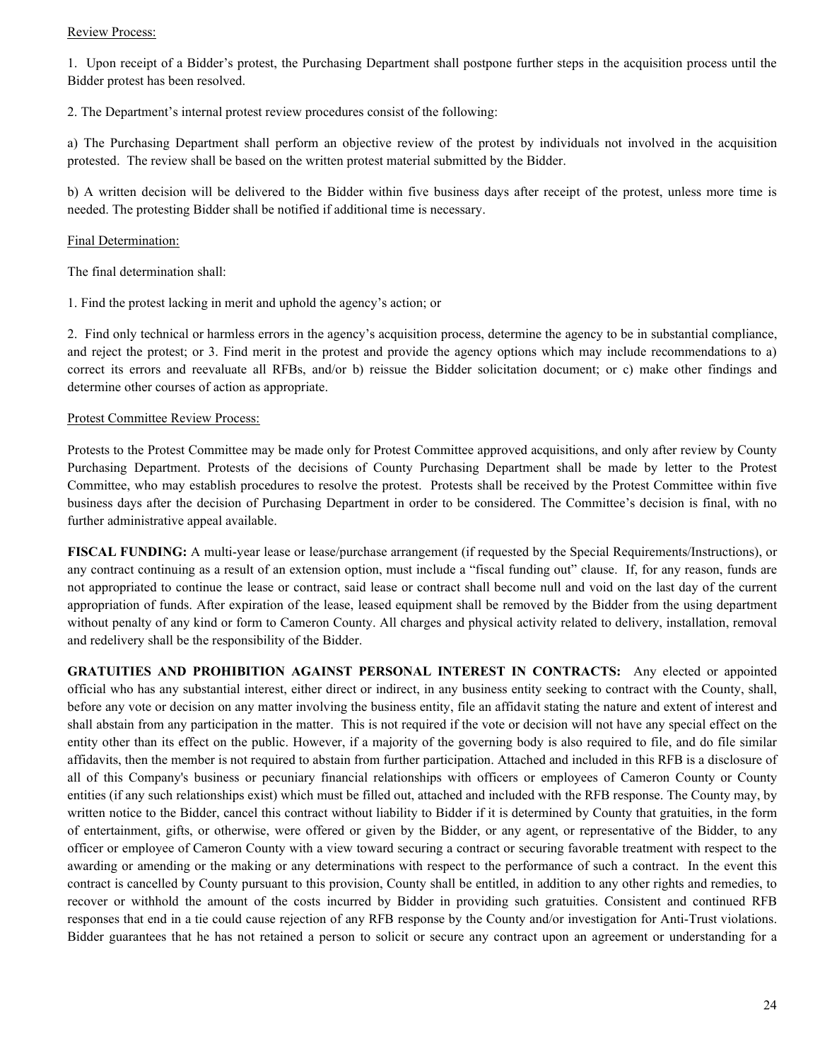Review Process:

1. Upon receipt of a Bidder's protest, the Purchasing Department shall postpone further steps in the acquisition process until the Bidder protest has been resolved.

2. The Department's internal protest review procedures consist of the following:

a) The Purchasing Department shall perform an objective review of the protest by individuals not involved in the acquisition protested. The review shall be based on the written protest material submitted by the Bidder.

b) A written decision will be delivered to the Bidder within five business days after receipt of the protest, unless more time is needed. The protesting Bidder shall be notified if additional time is necessary.

Final Determination:

The final determination shall:

1. Find the protest lacking in merit and uphold the agency's action; or

2. Find only technical or harmless errors in the agency's acquisition process, determine the agency to be in substantial compliance, and reject the protest; or 3. Find merit in the protest and provide the agency options which may include recommendations to a) correct its errors and reevaluate all RFBs, and/or b) reissue the Bidder solicitation document; or c) make other findings and determine other courses of action as appropriate.

Protest Committee Review Process:

Protests to the Protest Committee may be made only for Protest Committee approved acquisitions, and only after review by County Purchasing Department. Protests of the decisions of County Purchasing Department shall be made by letter to the Protest Committee, who may establish procedures to resolve the protest. Protests shall be received by the Protest Committee within five business days after the decision of Purchasing Department in order to be considered. The Committee's decision is final, with no further administrative appeal available.

**FISCAL FUNDING:** A multi-year lease or lease/purchase arrangement (if requested by the Special Requirements/Instructions), or any contract continuing as a result of an extension option, must include a "fiscal funding out" clause. If, for any reason, funds are not appropriated to continue the lease or contract, said lease or contract shall become null and void on the last day of the current appropriation of funds. After expiration of the lease, leased equipment shall be removed by the Bidder from the using department without penalty of any kind or form to Cameron County. All charges and physical activity related to delivery, installation, removal and redelivery shall be the responsibility of the Bidder.

**GRATUITIES AND PROHIBITION AGAINST PERSONAL INTEREST IN CONTRACTS:** Any elected or appointed official who has any substantial interest, either direct or indirect, in any business entity seeking to contract with the County, shall, before any vote or decision on any matter involving the business entity, file an affidavit stating the nature and extent of interest and shall abstain from any participation in the matter. This is not required if the vote or decision will not have any special effect on the entity other than its effect on the public. However, if a majority of the governing body is also required to file, and do file similar affidavits, then the member is not required to abstain from further participation. Attached and included in this RFB is a disclosure of all of this Company's business or pecuniary financial relationships with officers or employees of Cameron County or County entities (if any such relationships exist) which must be filled out, attached and included with the RFB response. The County may, by written notice to the Bidder, cancel this contract without liability to Bidder if it is determined by County that gratuities, in the form of entertainment, gifts, or otherwise, were offered or given by the Bidder, or any agent, or representative of the Bidder, to any officer or employee of Cameron County with a view toward securing a contract or securing favorable treatment with respect to the awarding or amending or the making or any determinations with respect to the performance of such a contract. In the event this contract is cancelled by County pursuant to this provision, County shall be entitled, in addition to any other rights and remedies, to recover or withhold the amount of the costs incurred by Bidder in providing such gratuities. Consistent and continued RFB responses that end in a tie could cause rejection of any RFB response by the County and/or investigation for Anti-Trust violations. Bidder guarantees that he has not retained a person to solicit or secure any contract upon an agreement or understanding for a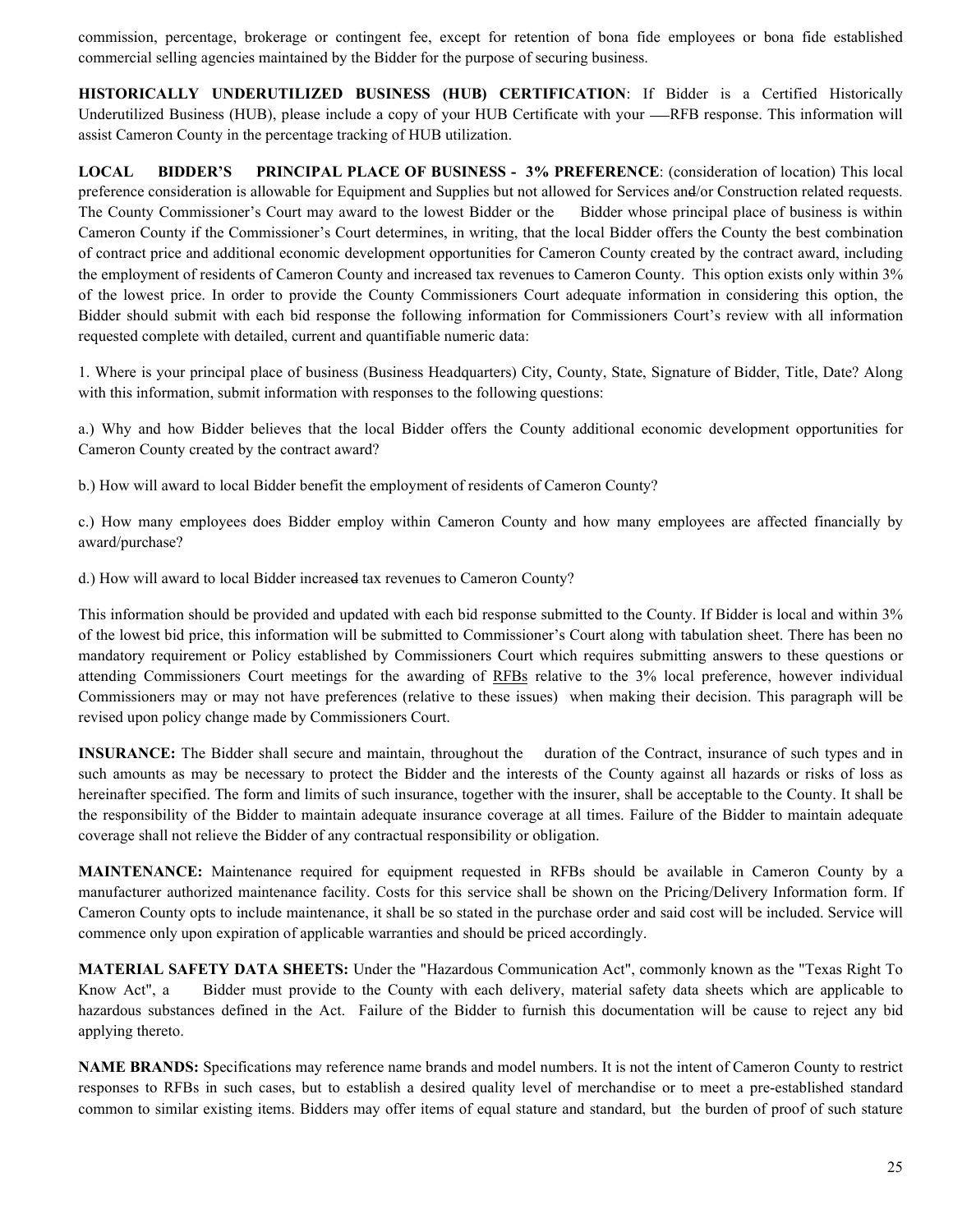commission, percentage, brokerage or contingent fee, except for retention of bona fide employees or bona fide established commercial selling agencies maintained by the Bidder for the purpose of securing business.

**HISTORICALLY UNDERUTILIZED BUSINESS (HUB) CERTIFICATION**: If Bidder is a Certified Historically Underutilized Business (HUB), please include a copy of your HUB Certificate with your RFB response. This information will assist Cameron County in the percentage tracking of HUB utilization.

**LOCAL BIDDER'S PRINCIPAL PLACE OF BUSINESS - 3% PREFERENCE**: (consideration of location) This local preference consideration is allowable for Equipment and Supplies but not allowed for Services and/or Construction related requests. The County Commissioner's Court may award to the lowest Bidder or the Bidder whose principal place of business is within Cameron County if the Commissioner's Court determines, in writing, that the local Bidder offers the County the best combination of contract price and additional economic development opportunities for Cameron County created by the contract award, including the employment of residents of Cameron County and increased tax revenues to Cameron County. This option exists only within 3% of the lowest price. In order to provide the County Commissioners Court adequate information in considering this option, the Bidder should submit with each bid response the following information for Commissioners Court's review with all information requested complete with detailed, current and quantifiable numeric data:

1. Where is your principal place of business (Business Headquarters) City, County, State, Signature of Bidder, Title, Date? Along with this information, submit information with responses to the following questions:

a.) Why and how Bidder believes that the local Bidder offers the County additional economic development opportunities for Cameron County created by the contract award?

b.) How will award to local Bidder benefit the employment of residents of Cameron County?

c.) How many employees does Bidder employ within Cameron County and how many employees are affected financially by award/purchase?

d.) How will award to local Bidder increase tax revenues to Cameron County?

This information should be provided and updated with each bid response submitted to the County. If Bidder is local and within 3% of the lowest bid price, this information will be submitted to Commissioner's Court along with tabulation sheet. There has been no mandatory requirement or Policy established by Commissioners Court which requires submitting answers to these questions or attending Commissioners Court meetings for the awarding of RFBs relative to the 3% local preference, however individual Commissioners may or may not have preferences (relative to these issues) when making their decision. This paragraph will be revised upon policy change made by Commissioners Court.

**INSURANCE:** The Bidder shall secure and maintain, throughout the duration of the Contract, insurance of such types and in such amounts as may be necessary to protect the Bidder and the interests of the County against all hazards or risks of loss as hereinafter specified. The form and limits of such insurance, together with the insurer, shall be acceptable to the County. It shall be the responsibility of the Bidder to maintain adequate insurance coverage at all times. Failure of the Bidder to maintain adequate coverage shall not relieve the Bidder of any contractual responsibility or obligation.

**MAINTENANCE:** Maintenance required for equipment requested in RFBs should be available in Cameron County by a manufacturer authorized maintenance facility. Costs for this service shall be shown on the Pricing/Delivery Information form. If Cameron County opts to include maintenance, it shall be so stated in the purchase order and said cost will be included. Service will commence only upon expiration of applicable warranties and should be priced accordingly.

**MATERIAL SAFETY DATA SHEETS:** Under the "Hazardous Communication Act", commonly known as the "Texas Right To Know Act", a Bidder must provide to the County with each delivery, material safety data sheets which are applicable to hazardous substances defined in the Act. Failure of the Bidder to furnish this documentation will be cause to reject any bid applying thereto.

**NAME BRANDS:** Specifications may reference name brands and model numbers. It is not the intent of Cameron County to restrict responses to RFBs in such cases, but to establish a desired quality level of merchandise or to meet a pre-established standard common to similar existing items. Bidders may offer items of equal stature and standard, but the burden of proof of such stature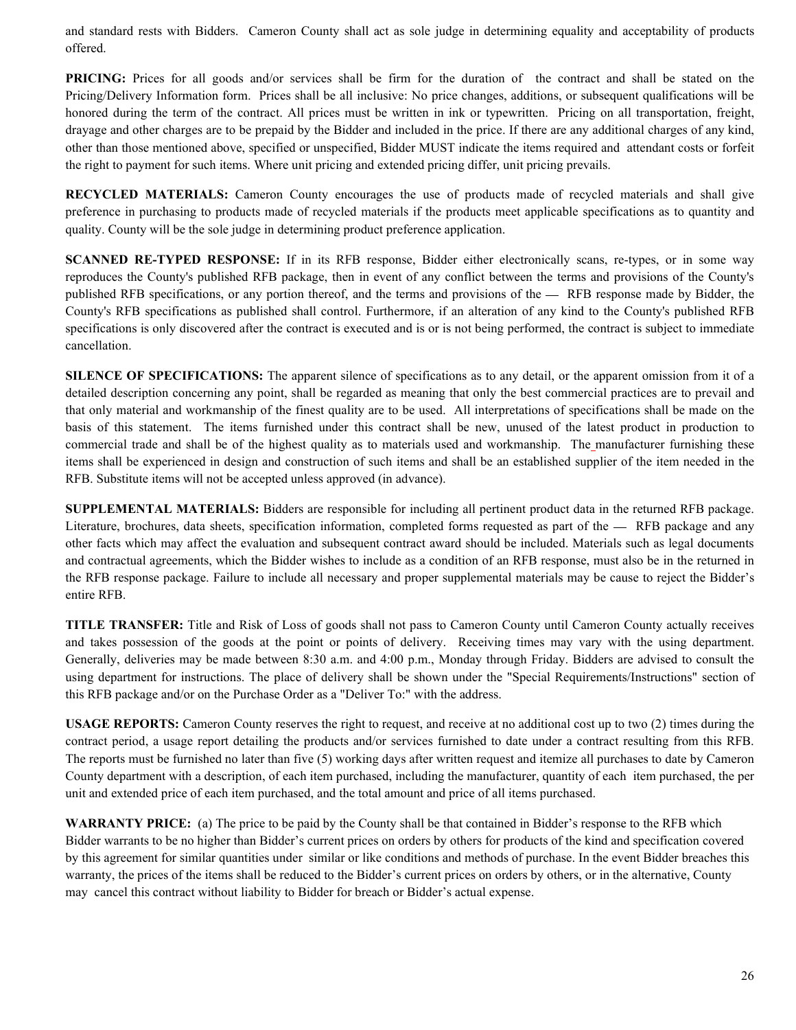and standard rests with Bidders. Cameron County shall act as sole judge in determining equality and acceptability of products offered.

**PRICING:** Prices for all goods and/or services shall be firm for the duration of the contract and shall be stated on the Pricing/Delivery Information form. Prices shall be all inclusive: No price changes, additions, or subsequent qualifications will be honored during the term of the contract. All prices must be written in ink or typewritten. Pricing on all transportation, freight, drayage and other charges are to be prepaid by the Bidder and included in the price. If there are any additional charges of any kind, other than those mentioned above, specified or unspecified, Bidder MUST indicate the items required and attendant costs or forfeit the right to payment for such items. Where unit pricing and extended pricing differ, unit pricing prevails.

**RECYCLED MATERIALS:** Cameron County encourages the use of products made of recycled materials and shall give preference in purchasing to products made of recycled materials if the products meet applicable specifications as to quantity and quality. County will be the sole judge in determining product preference application.

**SCANNED RE-TYPED RESPONSE:** If in its RFB response, Bidder either electronically scans, re-types, or in some way reproduces the County's published RFB package, then in event of any conflict between the terms and provisions of the County's published RFB specifications, or any portion thereof, and the terms and provisions of the — RFB response made by Bidder, the County's RFB specifications as published shall control. Furthermore, if an alteration of any kind to the County's published RFB specifications is only discovered after the contract is executed and is or is not being performed, the contract is subject to immediate cancellation.

**SILENCE OF SPECIFICATIONS:** The apparent silence of specifications as to any detail, or the apparent omission from it of a detailed description concerning any point, shall be regarded as meaning that only the best commercial practices are to prevail and that only material and workmanship of the finest quality are to be used. All interpretations of specifications shall be made on the basis of this statement. The items furnished under this contract shall be new, unused of the latest product in production to commercial trade and shall be of the highest quality as to materials used and workmanship. The manufacturer furnishing these items shall be experienced in design and construction of such items and shall be an established supplier of the item needed in the RFB. Substitute items will not be accepted unless approved (in advance).

**SUPPLEMENTAL MATERIALS:** Bidders are responsible for including all pertinent product data in the returned RFB package. Literature, brochures, data sheets, specification information, completed forms requested as part of the — RFB package and any other facts which may affect the evaluation and subsequent contract award should be included. Materials such as legal documents and contractual agreements, which the Bidder wishes to include as a condition of an RFB response, must also be in the returned in the RFB response package. Failure to include all necessary and proper supplemental materials may be cause to reject the Bidder's entire RFB.

**TITLE TRANSFER:** Title and Risk of Loss of goods shall not pass to Cameron County until Cameron County actually receives and takes possession of the goods at the point or points of delivery. Receiving times may vary with the using department. Generally, deliveries may be made between 8:30 a.m. and 4:00 p.m., Monday through Friday. Bidders are advised to consult the using department for instructions. The place of delivery shall be shown under the "Special Requirements/Instructions" section of this RFB package and/or on the Purchase Order as a "Deliver To:" with the address.

**USAGE REPORTS:** Cameron County reserves the right to request, and receive at no additional cost up to two (2) times during the contract period, a usage report detailing the products and/or services furnished to date under a contract resulting from this RFB. The reports must be furnished no later than five (5) working days after written request and itemize all purchases to date by Cameron County department with a description, of each item purchased, including the manufacturer, quantity of each item purchased, the per unit and extended price of each item purchased, and the total amount and price of all items purchased.

**WARRANTY PRICE:** (a) The price to be paid by the County shall be that contained in Bidder's response to the RFB which Bidder warrants to be no higher than Bidder's current prices on orders by others for products of the kind and specification covered by this agreement for similar quantities under similar or like conditions and methods of purchase. In the event Bidder breaches this warranty, the prices of the items shall be reduced to the Bidder's current prices on orders by others, or in the alternative, County may cancel this contract without liability to Bidder for breach or Bidder's actual expense.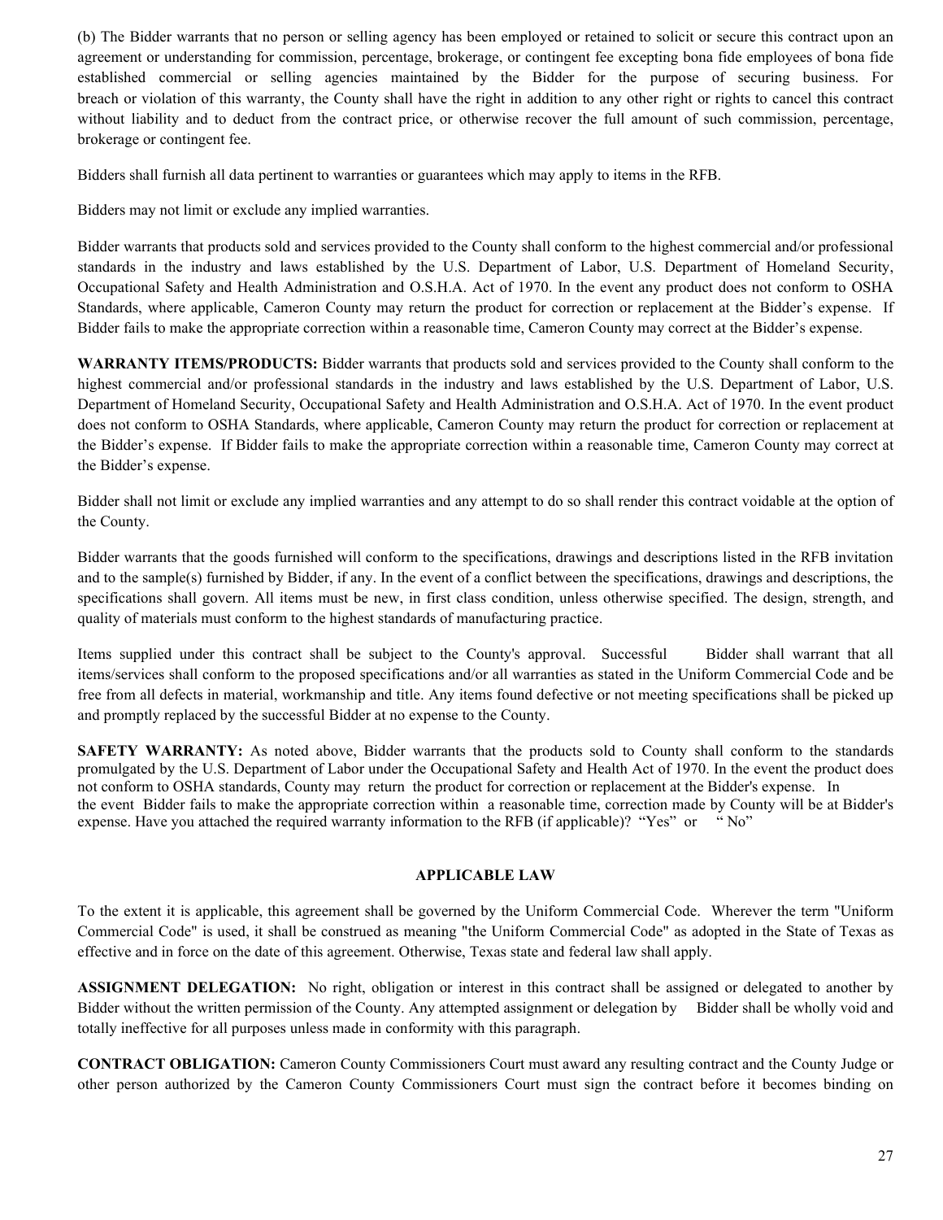(b) The Bidder warrants that no person or selling agency has been employed or retained to solicit or secure this contract upon an agreement or understanding for commission, percentage, brokerage, or contingent fee excepting bona fide employees of bona fide established commercial or selling agencies maintained by the Bidder for the purpose of securing business. For breach or violation of this warranty, the County shall have the right in addition to any other right or rights to cancel this contract without liability and to deduct from the contract price, or otherwise recover the full amount of such commission, percentage, brokerage or contingent fee.

Bidders shall furnish all data pertinent to warranties or guarantees which may apply to items in the RFB.

Bidders may not limit or exclude any implied warranties.

Bidder warrants that products sold and services provided to the County shall conform to the highest commercial and/or professional standards in the industry and laws established by the U.S. Department of Labor, U.S. Department of Homeland Security, Occupational Safety and Health Administration and O.S.H.A. Act of 1970. In the event any product does not conform to OSHA Standards, where applicable, Cameron County may return the product for correction or replacement at the Bidder's expense. If Bidder fails to make the appropriate correction within a reasonable time, Cameron County may correct at the Bidder's expense.

**WARRANTY ITEMS/PRODUCTS:** Bidder warrants that products sold and services provided to the County shall conform to the highest commercial and/or professional standards in the industry and laws established by the U.S. Department of Labor, U.S. Department of Homeland Security, Occupational Safety and Health Administration and O.S.H.A. Act of 1970. In the event product does not conform to OSHA Standards, where applicable, Cameron County may return the product for correction or replacement at the Bidder's expense. If Bidder fails to make the appropriate correction within a reasonable time, Cameron County may correct at the Bidder's expense.

Bidder shall not limit or exclude any implied warranties and any attempt to do so shall render this contract voidable at the option of the County.

Bidder warrants that the goods furnished will conform to the specifications, drawings and descriptions listed in the RFB invitation and to the sample(s) furnished by Bidder, if any. In the event of a conflict between the specifications, drawings and descriptions, the specifications shall govern. All items must be new, in first class condition, unless otherwise specified. The design, strength, and quality of materials must conform to the highest standards of manufacturing practice.

Items supplied under this contract shall be subject to the County's approval. Successful Bidder shall warrant that all items/services shall conform to the proposed specifications and/or all warranties as stated in the Uniform Commercial Code and be free from all defects in material, workmanship and title. Any items found defective or not meeting specifications shall be picked up and promptly replaced by the successful Bidder at no expense to the County.

**SAFETY WARRANTY:** As noted above, Bidder warrants that the products sold to County shall conform to the standards promulgated by the U.S. Department of Labor under the Occupational Safety and Health Act of 1970. In the event the product does not conform to OSHA standards, County may return the product for correction or replacement at the Bidder's expense. In the event Bidder fails to make the appropriate correction within a reasonable time, correction made by County will be at Bidder's expense. Have you attached the required warranty information to the RFB (if applicable)? "Yes" or " No"

## APPLICABLE LAW

To the extent it is applicable, this agreement shall be governed by the Uniform Commercial Code. Wherever the term "Uniform Commercial Code" is used, it shall be construed as meaning "the Uniform Commercial Code" as adopted in the State of Texas as effective and in force on the date of this agreement. Otherwise, Texas state and federal law shall apply.

**ASSIGNMENT DELEGATION:** No right, obligation or interest in this contract shall be assigned or delegated to another by Bidder without the written permission of the County. Any attempted assignment or delegation by Bidder shall be wholly void and totally ineffective for all purposes unless made in conformity with this paragraph.

**CONTRACT OBLIGATION:** Cameron County Commissioners Court must award any resulting contract and the County Judge or other person authorized by the Cameron County Commissioners Court must sign the contract before it becomes binding on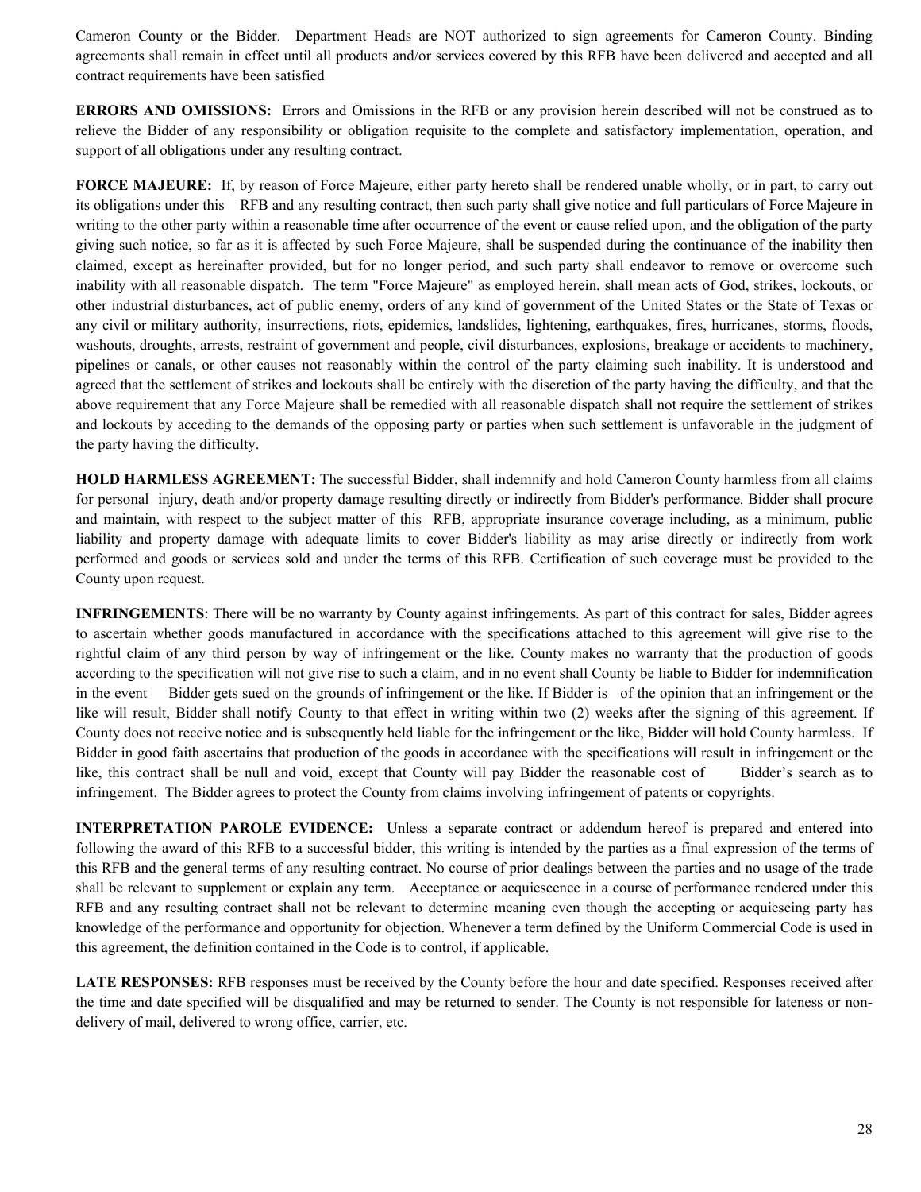Cameron County or the Bidder. Department Heads are NOT authorized to sign agreements for Cameron County. Binding agreements shall remain in effect until all products and/or services covered by this RFB have been delivered and accepted and all contract requirements have been satisfied

**ERRORS AND OMISSIONS:** Errors and Omissions in the RFB or any provision herein described will not be construed as to relieve the Bidder of any responsibility or obligation requisite to the complete and satisfactory implementation, operation, and support of all obligations under any resulting contract.

**FORCE MAJEURE:** If, by reason of Force Majeure, either party hereto shall be rendered unable wholly, or in part, to carry out its obligations under this RFB and any resulting contract, then such party shall give notice and full particulars of Force Majeure in writing to the other party within a reasonable time after occurrence of the event or cause relied upon, and the obligation of the party giving such notice, so far as it is affected by such Force Majeure, shall be suspended during the continuance of the inability then claimed, except as hereinafter provided, but for no longer period, and such party shall endeavor to remove or overcome such inability with all reasonable dispatch. The term "Force Majeure" as employed herein, shall mean acts of God, strikes, lockouts, or other industrial disturbances, act of public enemy, orders of any kind of government of the United States or the State of Texas or any civil or military authority, insurrections, riots, epidemics, landslides, lightening, earthquakes, fires, hurricanes, storms, floods, washouts, droughts, arrests, restraint of government and people, civil disturbances, explosions, breakage or accidents to machinery, pipelines or canals, or other causes not reasonably within the control of the party claiming such inability. It is understood and agreed that the settlement of strikes and lockouts shall be entirely with the discretion of the party having the difficulty, and that the above requirement that any Force Majeure shall be remedied with all reasonable dispatch shall not require the settlement of strikes and lockouts by acceding to the demands of the opposing party or parties when such settlement is unfavorable in the judgment of the party having the difficulty.

**HOLD HARMLESS AGREEMENT:** The successful Bidder, shall indemnify and hold Cameron County harmless from all claims for personal injury, death and/or property damage resulting directly or indirectly from Bidder's performance. Bidder shall procure and maintain, with respect to the subject matter of this RFB, appropriate insurance coverage including, as a minimum, public liability and property damage with adequate limits to cover Bidder's liability as may arise directly or indirectly from work performed and goods or services sold and under the terms of this RFB. Certification of such coverage must be provided to the County upon request.

**INFRINGEMENTS**: There will be no warranty by County against infringements. As part of this contract for sales, Bidder agrees to ascertain whether goods manufactured in accordance with the specifications attached to this agreement will give rise to the rightful claim of any third person by way of infringement or the like. County makes no warranty that the production of goods according to the specification will not give rise to such a claim, and in no event shall County be liable to Bidder for indemnification in the event Bidder gets sued on the grounds of infringement or the like. If Bidder is of the opinion that an infringement or the like will result, Bidder shall notify County to that effect in writing within two (2) weeks after the signing of this agreement. If County does not receive notice and is subsequently held liable for the infringement or the like, Bidder will hold County harmless. If Bidder in good faith ascertains that production of the goods in accordance with the specifications will result in infringement or the like, this contract shall be null and void, except that County will pay Bidder the reasonable cost of Bidder's search as to infringement. The Bidder agrees to protect the County from claims involving infringement of patents or copyrights.

**INTERPRETATION PAROLE EVIDENCE:** Unless a separate contract or addendum hereof is prepared and entered into following the award of this RFB to a successful bidder, this writing is intended by the parties as a final expression of the terms of this RFB and the general terms of any resulting contract. No course of prior dealings between the parties and no usage of the trade shall be relevant to supplement or explain any term. Acceptance or acquiescence in a course of performance rendered under this RFB and any resulting contract shall not be relevant to determine meaning even though the accepting or acquiescing party has knowledge of the performance and opportunity for objection. Whenever a term defined by the Uniform Commercial Code is used in this agreement, the definition contained in the Code is to control, if applicable.

**LATE RESPONSES:** RFB responses must be received by the County before the hour and date specified. Responses received after the time and date specified will be disqualified and may be returned to sender. The County is not responsible for lateness or non-delivery of mail, delivered to wrong office, carrier, etc.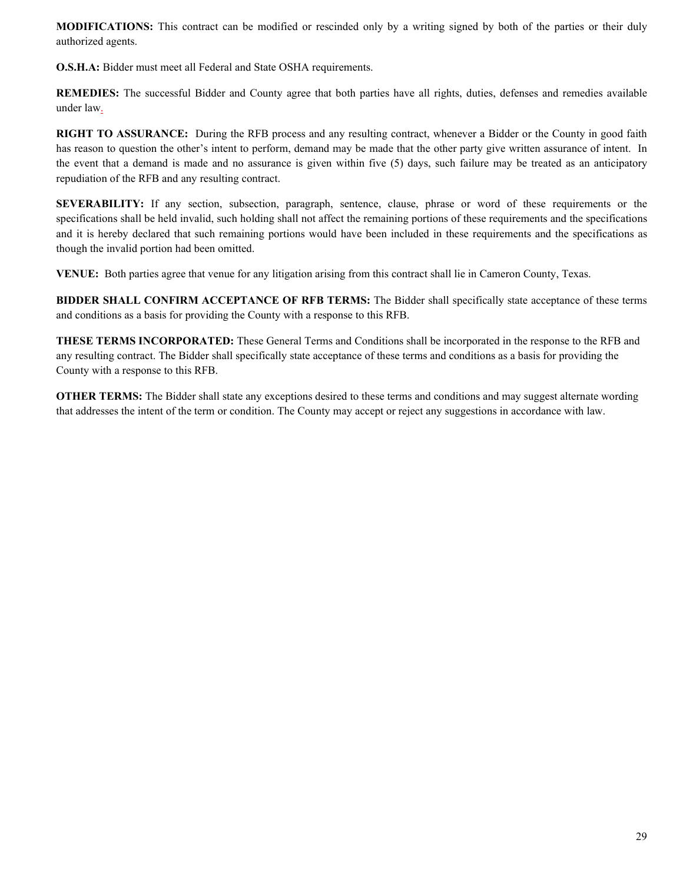**MODIFICATIONS:** This contract can be modified or rescinded only by a writing signed by both of the parties or their duly authorized agents.

**O.S.H.A:** Bidder must meet all Federal and State OSHA requirements.

**REMEDIES:** The successful Bidder and County agree that both parties have all rights, duties, defenses and remedies available under law.

**RIGHT TO ASSURANCE:** During the RFB process and any resulting contract, whenever a Bidder or the County in good faith has reason to question the other's intent to perform, demand may be made that the other party give written assurance of intent. In the event that a demand is made and no assurance is given within five (5) days, such failure may be treated as an anticipatory repudiation of the RFB and any resulting contract.

**SEVERABILITY:** If any section, subsection, paragraph, sentence, clause, phrase or word of these requirements or the specifications shall be held invalid, such holding shall not affect the remaining portions of these requirements and the specifications and it is hereby declared that such remaining portions would have been included in these requirements and the specifications as though the invalid portion had been omitted.

**VENUE:** Both parties agree that venue for any litigation arising from this contract shall lie in Cameron County, Texas.

**BIDDER SHALL CONFIRM ACCEPTANCE OF RFB TERMS:** The Bidder shall specifically state acceptance of these terms and conditions as a basis for providing the County with a response to this RFB.

**THESE TERMS INCORPORATED:** These General Terms and Conditions shall be incorporated in the response to the RFB and any resulting contract. The Bidder shall specifically state acceptance of these terms and conditions as a basis for providing the County with a response to this RFB.

**OTHER TERMS:** The Bidder shall state any exceptions desired to these terms and conditions and may suggest alternate wording that addresses the intent of the term or condition. The County may accept or reject any suggestions in accordance with law.